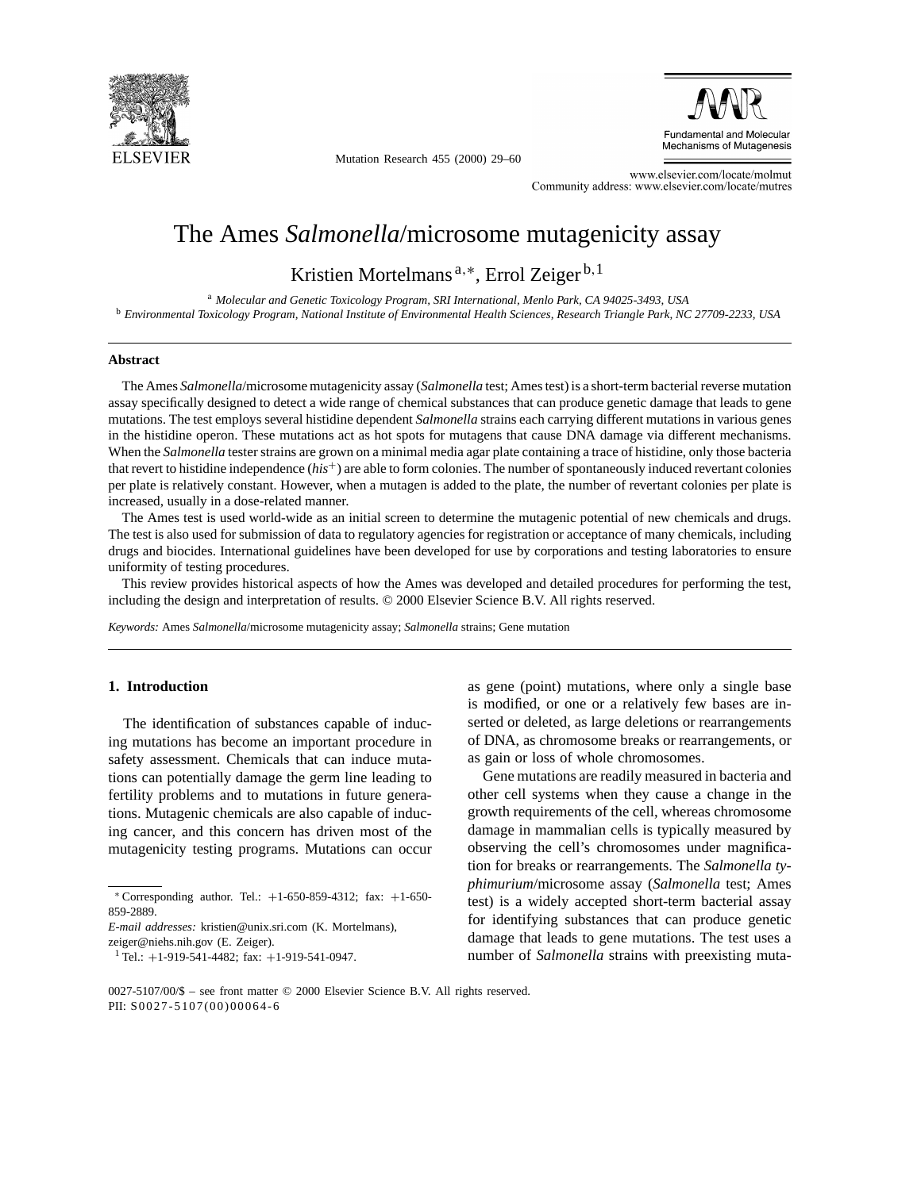# The Ames *Salmonella*/microsome mutagenicity assay

Kristien Mortelmans[a,*], Errol Zeiger[b,1]

[a] *Molecular and Genetic Toxicology Program, SRI International, Menlo Park, CA 94025-3493, USA*
[b] *Environmental Toxicology Program, National Institute of Environmental Health Sciences, Research Triangle Park, NC 27709-2233, USA*

## Abstract

The Ames *Salmonella*/microsome mutagenicity assay (*Salmonella* test; Ames test) is a short-term bacterial reverse mutation assay specifically designed to detect a wide range of chemical substances that can produce genetic damage that leads to gene mutations. The test employs several histidine dependent *Salmonella* strains each carrying different mutations in various genes in the histidine operon. These mutations act as hot spots for mutagens that cause DNA damage via different mechanisms. When the *Salmonella* tester strains are grown on a minimal media agar plate containing a trace of histidine, only those bacteria that revert to histidine independence ($his^+$) are able to form colonies. The number of spontaneously induced revertant colonies per plate is relatively constant. However, when a mutagen is added to the plate, the number of revertant colonies per plate is increased, usually in a dose-related manner.

The Ames test is used world-wide as an initial screen to determine the mutagenic potential of new chemicals and drugs. The test is also used for submission of data to regulatory agencies for registration or acceptance of many chemicals, including drugs and biocides. International guidelines have been developed for use by corporations and testing laboratories to ensure uniformity of testing procedures.

This review provides historical aspects of how the Ames was developed and detailed procedures for performing the test, including the design and interpretation of results. © 2000 Elsevier Science B.V. All rights reserved.

*Keywords:* Ames *Salmonella*/microsome mutagenicity assay; *Salmonella* strains; Gene mutation

## 1. Introduction

The identification of substances capable of inducing mutations has become an important procedure in safety assessment. Chemicals that can induce mutations can potentially damage the germ line leading to fertility problems and to mutations in future generations. Mutagenic chemicals are also capable of inducing cancer, and this concern has driven most of the mutagenicity testing programs. Mutations can occur as gene (point) mutations, where only a single base is modified, or one or a relatively few bases are inserted or deleted, as large deletions or rearrangements of DNA, as chromosome breaks or rearrangements, or as gain or loss of whole chromosomes.

Gene mutations are readily measured in bacteria and other cell systems when they cause a change in the growth requirements of the cell, whereas chromosome damage in mammalian cells is typically measured by observing the cell's chromosomes under magnification for breaks or rearrangements. The *Salmonella typhimurium*/microsome assay (*Salmonella* test; Ames test) is a widely accepted short-term bacterial assay for identifying substances that can produce genetic damage that leads to gene mutations. The test uses a number of *Salmonella* strains with preexisting muta-

---

* Corresponding author. Tel.: +1-650-859-4312; fax: +1-650-859-2889.
*E-mail addresses:* kristien@unix.sri.com (K. Mortelmans), zeiger@niehs.nih.gov (E. Zeiger).
[1] Tel.: +1-919-541-4482; fax: +1-919-541-0947.

0027-5107/00/$ – see front matter © 2000 Elsevier Science B.V. All rights reserved.
PII: S0027-5107(00)00064-6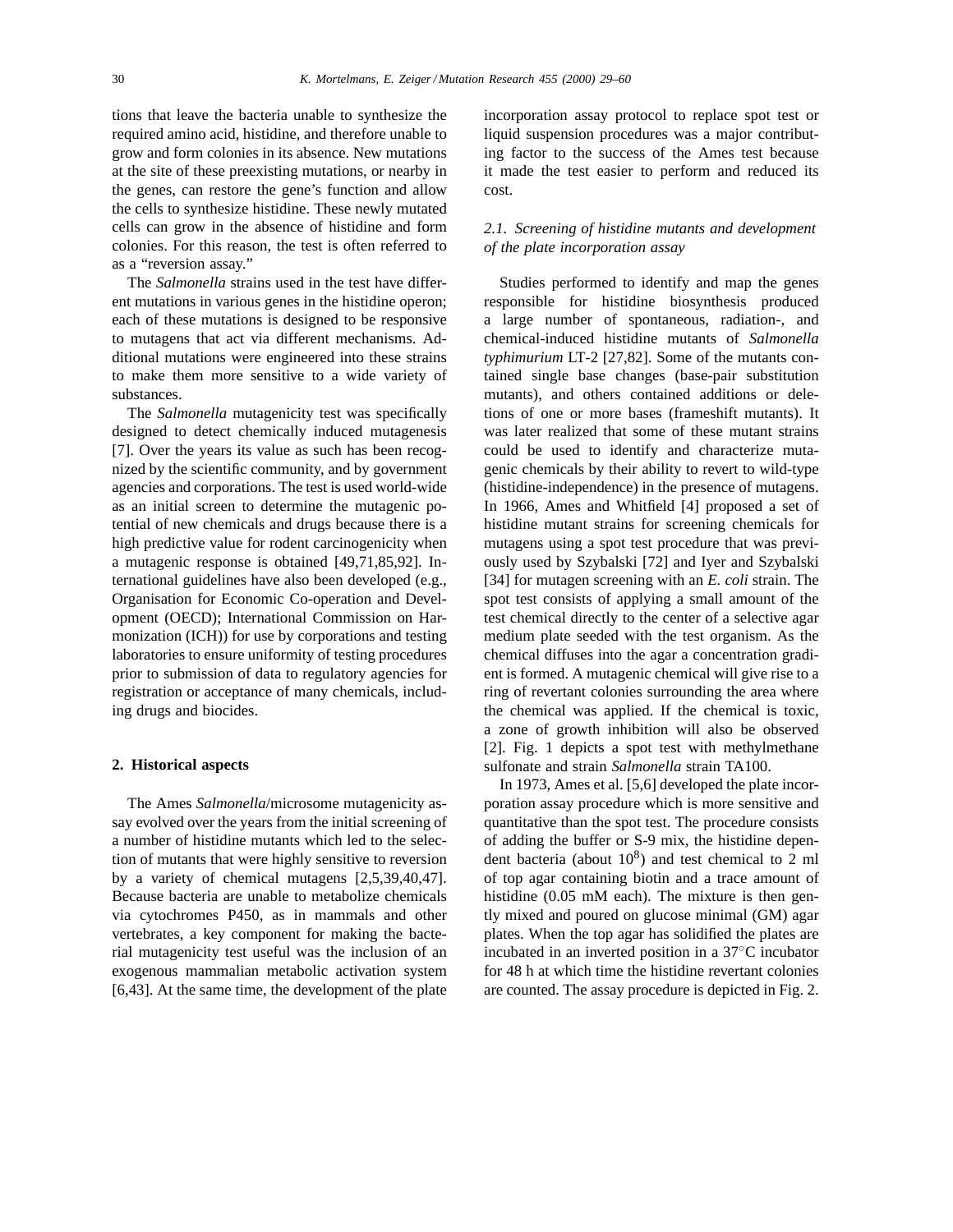tions that leave the bacteria unable to synthesize the required amino acid, histidine, and therefore unable to grow and form colonies in its absence. New mutations at the site of these preexisting mutations, or nearby in the genes, can restore the gene's function and allow the cells to synthesize histidine. These newly mutated cells can grow in the absence of histidine and form colonies. For this reason, the test is often referred to as a "reversion assay."

The *Salmonella* strains used in the test have different mutations in various genes in the histidine operon; each of these mutations is designed to be responsive to mutagens that act via different mechanisms. Additional mutations were engineered into these strains to make them more sensitive to a wide variety of substances.

The *Salmonella* mutagenicity test was specifically designed to detect chemically induced mutagenesis [7]. Over the years its value as such has been recognized by the scientific community, and by government agencies and corporations. The test is used world-wide as an initial screen to determine the mutagenic potential of new chemicals and drugs because there is a high predictive value for rodent carcinogenicity when a mutagenic response is obtained [49,71,85,92]. International guidelines have also been developed (e.g., Organisation for Economic Co-operation and Development (OECD); International Commission on Harmonization (ICH)) for use by corporations and testing laboratories to ensure uniformity of testing procedures prior to submission of data to regulatory agencies for registration or acceptance of many chemicals, including drugs and biocides.

## 2. Historical aspects

The Ames *Salmonella*/microsome mutagenicity assay evolved over the years from the initial screening of a number of histidine mutants which led to the selection of mutants that were highly sensitive to reversion by a variety of chemical mutagens [2,5,39,40,47]. Because bacteria are unable to metabolize chemicals via cytochromes P450, as in mammals and other vertebrates, a key component for making the bacterial mutagenicity test useful was the inclusion of an exogenous mammalian metabolic activation system [6,43]. At the same time, the development of the plate incorporation assay protocol to replace spot test or liquid suspension procedures was a major contributing factor to the success of the Ames test because it made the test easier to perform and reduced its cost.

### *2.1. Screening of histidine mutants and development of the plate incorporation assay*

Studies performed to identify and map the genes responsible for histidine biosynthesis produced a large number of spontaneous, radiation-, and chemical-induced histidine mutants of *Salmonella typhimurium* LT-2 [27,82]. Some of the mutants contained single base changes (base-pair substitution mutants), and others contained additions or deletions of one or more bases (frameshift mutants). It was later realized that some of these mutant strains could be used to identify and characterize mutagenic chemicals by their ability to revert to wild-type (histidine-independence) in the presence of mutagens. In 1966, Ames and Whitfield [4] proposed a set of histidine mutant strains for screening chemicals for mutagens using a spot test procedure that was previously used by Szybalski [72] and Iyer and Szybalski [34] for mutagen screening with an *E. coli* strain. The spot test consists of applying a small amount of the test chemical directly to the center of a selective agar medium plate seeded with the test organism. As the chemical diffuses into the agar a concentration gradient is formed. A mutagenic chemical will give rise to a ring of revertant colonies surrounding the area where the chemical was applied. If the chemical is toxic, a zone of growth inhibition will also be observed [2]. Fig. 1 depicts a spot test with methylmethane sulfonate and strain *Salmonella* strain TA100.

In 1973, Ames et al. [5,6] developed the plate incorporation assay procedure which is more sensitive and quantitative than the spot test. The procedure consists of adding the buffer or S-9 mix, the histidine dependent bacteria (about $10^8$) and test chemical to 2 ml of top agar containing biotin and a trace amount of histidine (0.05 mM each). The mixture is then gently mixed and poured on glucose minimal (GM) agar plates. When the top agar has solidified the plates are incubated in an inverted position in a 37°C incubator for 48 h at which time the histidine revertant colonies are counted. The assay procedure is depicted in Fig. 2.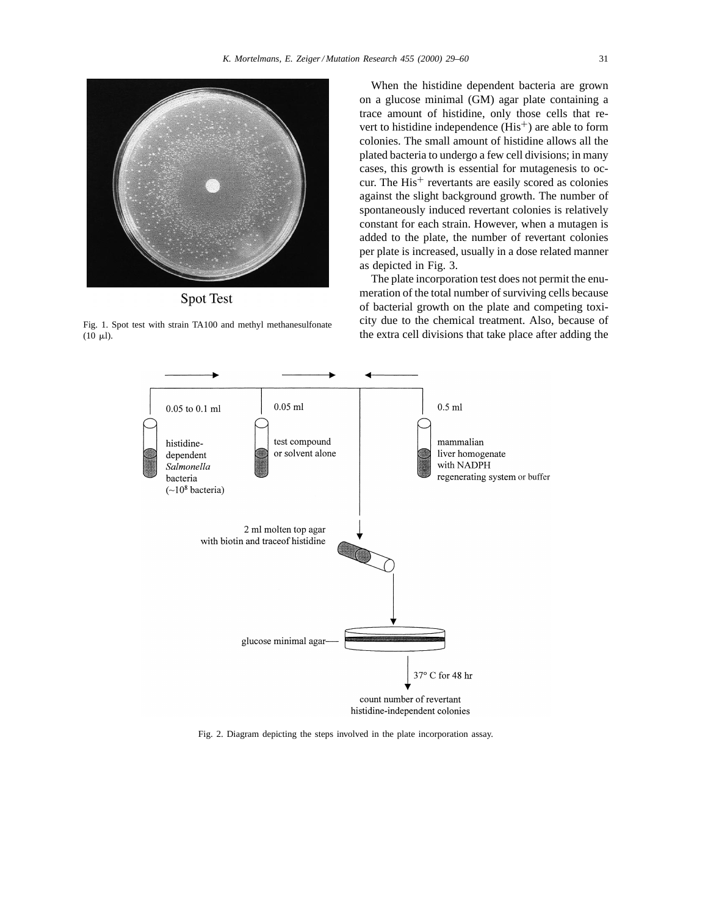Spot Test

Fig. 1. Spot test with strain TA100 and methyl methanesulfonate (10 μl).

When the histidine dependent bacteria are grown on a glucose minimal (GM) agar plate containing a trace amount of histidine, only those cells that revert to histidine independence ($His^{+}$) are able to form colonies. The small amount of histidine allows all the plated bacteria to undergo a few cell divisions; in many cases, this growth is essential for mutagenesis to occur. The $His^{+}$ revertants are easily scored as colonies against the slight background growth. The number of spontaneously induced revertant colonies is relatively constant for each strain. However, when a mutagen is added to the plate, the number of revertant colonies per plate is increased, usually in a dose related manner as depicted in Fig. 3.

The plate incorporation test does not permit the enumeration of the total number of surviving cells because of bacterial growth on the plate and competing toxicity due to the chemical treatment. Also, because of the extra cell divisions that take place after adding the

0.05 to 0.1 ml — histidine-dependent *Salmonella* bacteria (~$10^8$ bacteria)

0.05 ml — test compound or solvent alone

0.5 ml — mammalian liver homogenate with NADPH regenerating system or buffer

2 ml molten top agar with biotin and traceof histidine

glucose minimal agar

37° C for 48 hr

count number of revertant histidine-independent colonies

Fig. 2. Diagram depicting the steps involved in the plate incorporation assay.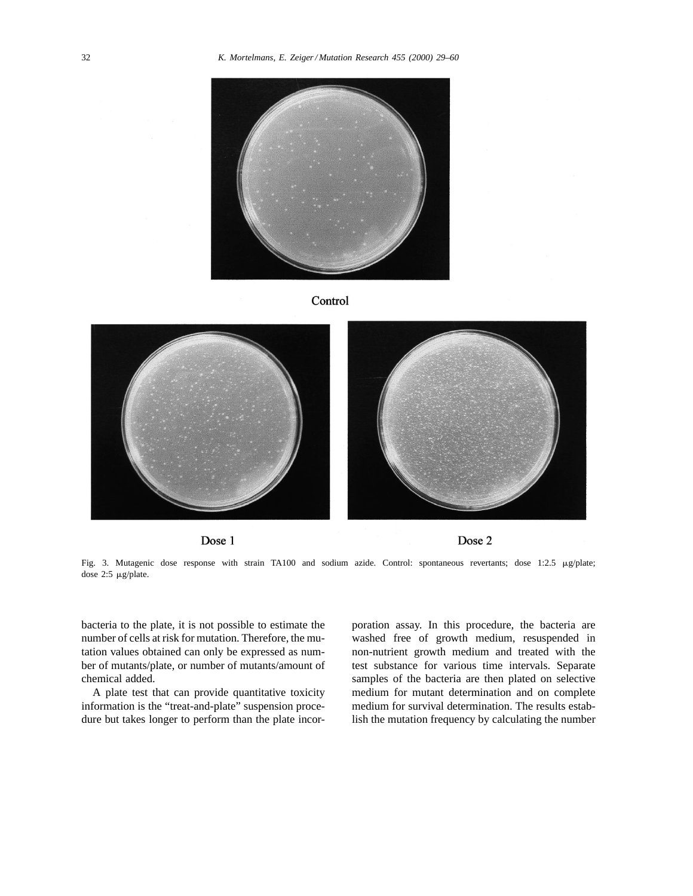Control

Dose 1

Dose 2

Fig. 3. Mutagenic dose response with strain TA100 and sodium azide. Control: spontaneous revertants; dose 1:2.5 μg/plate; dose 2:5 μg/plate.

bacteria to the plate, it is not possible to estimate the number of cells at risk for mutation. Therefore, the mutation values obtained can only be expressed as number of mutants/plate, or number of mutants/amount of chemical added.

A plate test that can provide quantitative toxicity information is the "treat-and-plate" suspension procedure but takes longer to perform than the plate incorporation assay. In this procedure, the bacteria are washed free of growth medium, resuspended in non-nutrient growth medium and treated with the test substance for various time intervals. Separate samples of the bacteria are then plated on selective medium for mutant determination and on complete medium for survival determination. The results establish the mutation frequency by calculating the number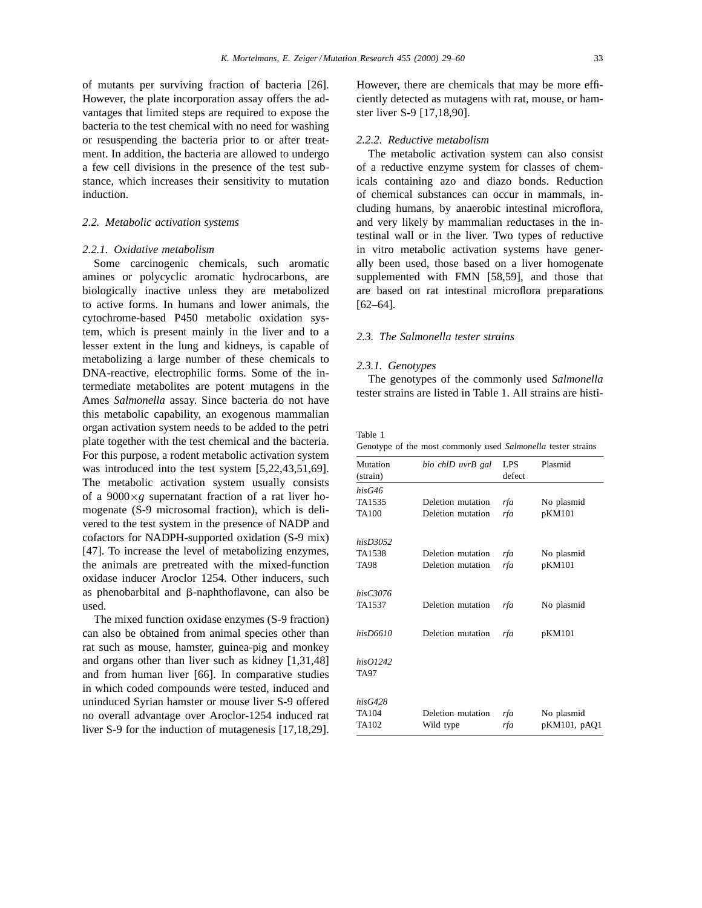of mutants per surviving fraction of bacteria [26]. However, the plate incorporation assay offers the advantages that limited steps are required to expose the bacteria to the test chemical with no need for washing or resuspending the bacteria prior to or after treatment. In addition, the bacteria are allowed to undergo a few cell divisions in the presence of the test substance, which increases their sensitivity to mutation induction.

### 2.2. Metabolic activation systems

#### 2.2.1. Oxidative metabolism

Some carcinogenic chemicals, such aromatic amines or polycyclic aromatic hydrocarbons, are biologically inactive unless they are metabolized to active forms. In humans and lower animals, the cytochrome-based P450 metabolic oxidation system, which is present mainly in the liver and to a lesser extent in the lung and kidneys, is capable of metabolizing a large number of these chemicals to DNA-reactive, electrophilic forms. Some of the intermediate metabolites are potent mutagens in the Ames *Salmonella* assay. Since bacteria do not have this metabolic capability, an exogenous mammalian organ activation system needs to be added to the petri plate together with the test chemical and the bacteria. For this purpose, a rodent metabolic activation system was introduced into the test system [5,22,43,51,69]. The metabolic activation system usually consists of a $9000\times g$ supernatant fraction of a rat liver homogenate (S-9 microsomal fraction), which is delivered to the test system in the presence of NADP and cofactors for NADPH-supported oxidation (S-9 mix) [47]. To increase the level of metabolizing enzymes, the animals are pretreated with the mixed-function oxidase inducer Aroclor 1254. Other inducers, such as phenobarbital and β-naphthoflavone, can also be used.

The mixed function oxidase enzymes (S-9 fraction) can also be obtained from animal species other than rat such as mouse, hamster, guinea-pig and monkey and organs other than liver such as kidney [1,31,48] and from human liver [66]. In comparative studies in which coded compounds were tested, induced and uninduced Syrian hamster or mouse liver S-9 offered no overall advantage over Aroclor-1254 induced rat liver S-9 for the induction of mutagenesis [17,18,29]. However, there are chemicals that may be more efficiently detected as mutagens with rat, mouse, or hamster liver S-9 [17,18,90].

#### 2.2.2. Reductive metabolism

The metabolic activation system can also consist of a reductive enzyme system for classes of chemicals containing azo and diazo bonds. Reduction of chemical substances can occur in mammals, including humans, by anaerobic intestinal microflora, and very likely by mammalian reductases in the intestinal wall or in the liver. Two types of reductive in vitro metabolic activation systems have generally been used, those based on a liver homogenate supplemented with FMN [58,59], and those that are based on rat intestinal microflora preparations [62–64].

### 2.3. The Salmonella tester strains

#### 2.3.1. Genotypes

The genotypes of the commonly used *Salmonella* tester strains are listed in Table 1. All strains are histi-

Table 1
Genotype of the most commonly used *Salmonella* tester strains

| Mutation (strain) | *bio chlD uvrB gal* | LPS defect | Plasmid |
|---|---|---|---|
| *hisG46* | | | |
| TA1535 | Deletion mutation | *rfa* | No plasmid |
| TA100 | Deletion mutation | *rfa* | pKM101 |
| *hisD3052* | | | |
| TA1538 | Deletion mutation | *rfa* | No plasmid |
| TA98 | Deletion mutation | *rfa* | pKM101 |
| *hisC3076* | | | |
| TA1537 | Deletion mutation | *rfa* | No plasmid |
| *hisD6610* | Deletion mutation | *rfa* | pKM101 |
| *hisO1242* | | | |
| TA97 | | | |
| *hisG428* | | | |
| TA104 | Deletion mutation | *rfa* | No plasmid |
| TA102 | Wild type | *rfa* | pKM101, pAQ1 |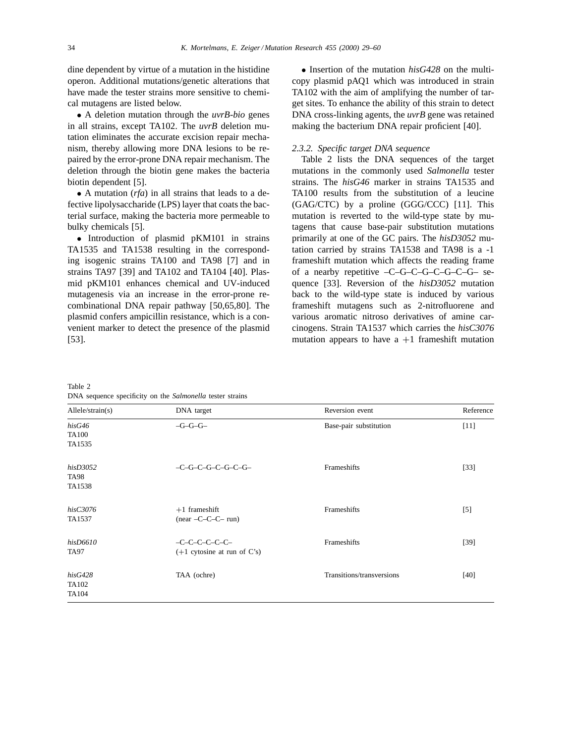dine dependent by virtue of a mutation in the histidine operon. Additional mutations/genetic alterations that have made the tester strains more sensitive to chemical mutagens are listed below.

- A deletion mutation through the *uvrB-bio* genes in all strains, except TA102. The *uvrB* deletion mutation eliminates the accurate excision repair mechanism, thereby allowing more DNA lesions to be repaired by the error-prone DNA repair mechanism. The deletion through the biotin gene makes the bacteria biotin dependent [5].
- A mutation (*rfa*) in all strains that leads to a defective lipolysaccharide (LPS) layer that coats the bacterial surface, making the bacteria more permeable to bulky chemicals [5].
- Introduction of plasmid pKM101 in strains TA1535 and TA1538 resulting in the corresponding isogenic strains TA100 and TA98 [7] and in strains TA97 [39] and TA102 and TA104 [40]. Plasmid pKM101 enhances chemical and UV-induced mutagenesis via an increase in the error-prone recombinational DNA repair pathway [50,65,80]. The plasmid confers ampicillin resistance, which is a convenient marker to detect the presence of the plasmid [53].
- Insertion of the mutation *hisG428* on the multicopy plasmid pAQ1 which was introduced in strain TA102 with the aim of amplifying the number of target sites. To enhance the ability of this strain to detect DNA cross-linking agents, the *uvrB* gene was retained making the bacterium DNA repair proficient [40].

### *2.3.2. Specific target DNA sequence*

Table 2 lists the DNA sequences of the target mutations in the commonly used *Salmonella* tester strains. The *hisG46* marker in strains TA1535 and TA100 results from the substitution of a leucine (GAG/CTC) by a proline (GGG/CCC) [11]. This mutation is reverted to the wild-type state by mutagens that cause base-pair substitution mutations primarily at one of the GC pairs. The *hisD3052* mutation carried by strains TA1538 and TA98 is a -1 frameshift mutation which affects the reading frame of a nearby repetitive –C–G–C–G–C–G–C–G– sequence [33]. Reversion of the *hisD3052* mutation back to the wild-type state is induced by various frameshift mutagens such as 2-nitrofluorene and various aromatic nitroso derivatives of amine carcinogens. Strain TA1537 which carries the *hisC3076* mutation appears to have a +1 frameshift mutation

Table 2
DNA sequence specificity on the *Salmonella* tester strains

| Allele/strain(s) | DNA target | Reversion event | Reference |
|---|---|---|---|
| *hisG46*<br>TA100<br>TA1535 | –G–G–G– | Base-pair substitution | [11] |
| *hisD3052*<br>TA98<br>TA1538 | –C–G–C–G–C–G–C–G– | Frameshifts | [33] |
| *hisC3076*<br>TA1537 | +1 frameshift<br>(near –C–C–C– run) | Frameshifts | [5] |
| *hisD6610*<br>TA97 | –C–C–C–C–C–C–<br>(+1 cytosine at run of C's) | Frameshifts | [39] |
| *hisG428*<br>TA102<br>TA104 | TAA (ochre) | Transitions/transversions | [40] |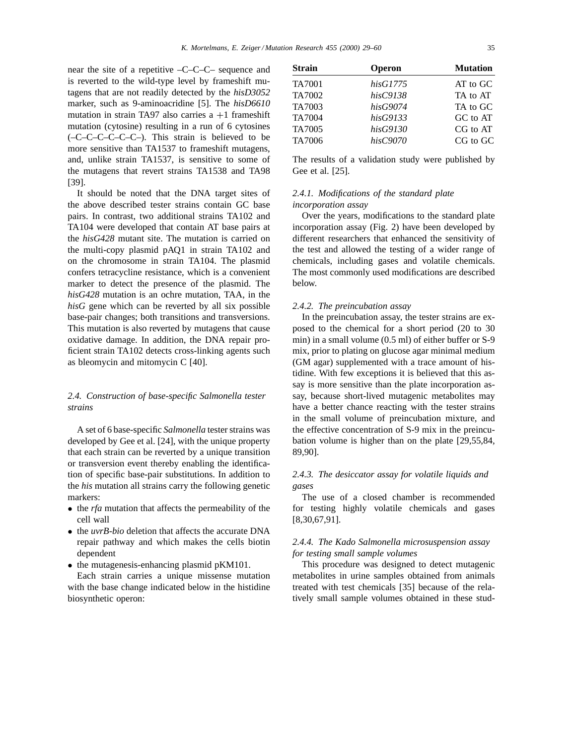near the site of a repetitive –C–C–C– sequence and is reverted to the wild-type level by frameshift mutagens that are not readily detected by the *hisD3052* marker, such as 9-aminoacridine [5]. The *hisD6610* mutation in strain TA97 also carries a +1 frameshift mutation (cytosine) resulting in a run of 6 cytosines (–C–C–C–C–C–C–). This strain is believed to be more sensitive than TA1537 to frameshift mutagens, and, unlike strain TA1537, is sensitive to some of the mutagens that revert strains TA1538 and TA98 [39].

It should be noted that the DNA target sites of the above described tester strains contain GC base pairs. In contrast, two additional strains TA102 and TA104 were developed that contain AT base pairs at the *hisG428* mutant site. The mutation is carried on the multi-copy plasmid pAQ1 in strain TA102 and on the chromosome in strain TA104. The plasmid confers tetracycline resistance, which is a convenient marker to detect the presence of the plasmid. The *hisG428* mutation is an ochre mutation, TAA, in the *hisG* gene which can be reverted by all six possible base-pair changes; both transitions and transversions. This mutation is also reverted by mutagens that cause oxidative damage. In addition, the DNA repair proficient strain TA102 detects cross-linking agents such as bleomycin and mitomycin C [40].

### 2.4. Construction of base-specific Salmonella tester strains

A set of 6 base-specific *Salmonella* tester strains was developed by Gee et al. [24], with the unique property that each strain can be reverted by a unique transition or transversion event thereby enabling the identification of specific base-pair substitutions. In addition to the *his* mutation all strains carry the following genetic markers:

- the *rfa* mutation that affects the permeability of the cell wall
- the *uvrB-bio* deletion that affects the accurate DNA repair pathway and which makes the cells biotin dependent
- the mutagenesis-enhancing plasmid pKM101.

Each strain carries a unique missense mutation with the base change indicated below in the histidine biosynthetic operon:

| Strain | Operon | Mutation |
|---|---|---|
| TA7001 | *hisG1775* | AT to GC |
| TA7002 | *hisC9138* | TA to AT |
| TA7003 | *hisG9074* | TA to GC |
| TA7004 | *hisG9133* | GC to AT |
| TA7005 | *hisG9130* | CG to AT |
| TA7006 | *hisC9070* | CG to GC |

The results of a validation study were published by Gee et al. [25].

#### 2.4.1. Modifications of the standard plate incorporation assay

Over the years, modifications to the standard plate incorporation assay (Fig. 2) have been developed by different researchers that enhanced the sensitivity of the test and allowed the testing of a wider range of chemicals, including gases and volatile chemicals. The most commonly used modifications are described below.

#### 2.4.2. The preincubation assay

In the preincubation assay, the tester strains are exposed to the chemical for a short period (20 to 30 min) in a small volume (0.5 ml) of either buffer or S-9 mix, prior to plating on glucose agar minimal medium (GM agar) supplemented with a trace amount of histidine. With few exceptions it is believed that this assay is more sensitive than the plate incorporation assay, because short-lived mutagenic metabolites may have a better chance reacting with the tester strains in the small volume of preincubation mixture, and the effective concentration of S-9 mix in the preincubation volume is higher than on the plate [29,55,84, 89,90].

#### 2.4.3. The desiccator assay for volatile liquids and gases

The use of a closed chamber is recommended for testing highly volatile chemicals and gases [8,30,67,91].

#### 2.4.4. The Kado Salmonella microsuspension assay for testing small sample volumes

This procedure was designed to detect mutagenic metabolites in urine samples obtained from animals treated with test chemicals [35] because of the relatively small sample volumes obtained in these stud-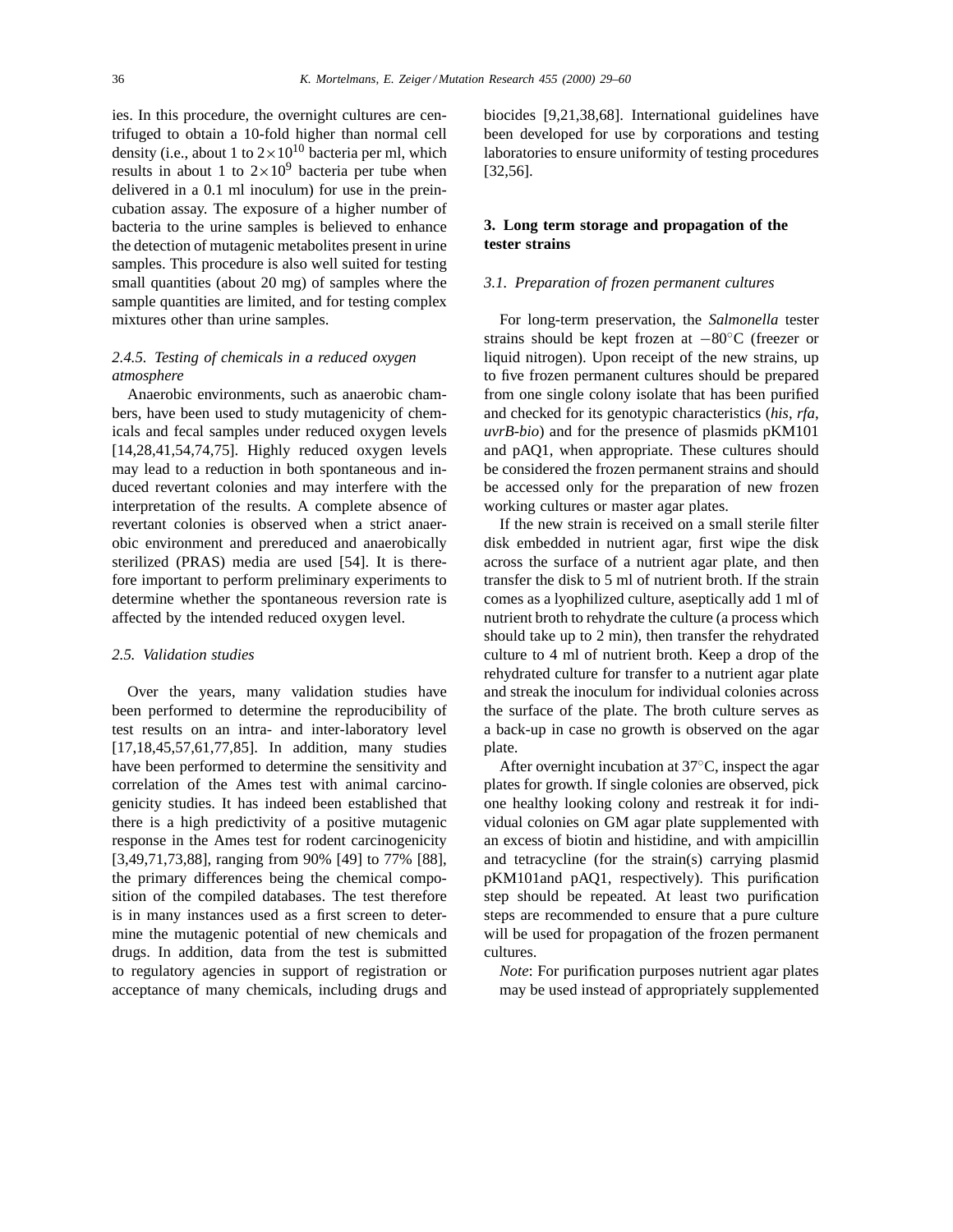ies. In this procedure, the overnight cultures are centrifuged to obtain a 10-fold higher than normal cell density (i.e., about 1 to $2\times10^{10}$ bacteria per ml, which results in about 1 to $2\times10^{9}$ bacteria per tube when delivered in a 0.1 ml inoculum) for use in the preincubation assay. The exposure of a higher number of bacteria to the urine samples is believed to enhance the detection of mutagenic metabolites present in urine samples. This procedure is also well suited for testing small quantities (about 20 mg) of samples where the sample quantities are limited, and for testing complex mixtures other than urine samples.

### *2.4.5. Testing of chemicals in a reduced oxygen atmosphere*

Anaerobic environments, such as anaerobic chambers, have been used to study mutagenicity of chemicals and fecal samples under reduced oxygen levels [14,28,41,54,74,75]. Highly reduced oxygen levels may lead to a reduction in both spontaneous and induced revertant colonies and may interfere with the interpretation of the results. A complete absence of revertant colonies is observed when a strict anaerobic environment and prereduced and anaerobically sterilized (PRAS) media are used [54]. It is therefore important to perform preliminary experiments to determine whether the spontaneous reversion rate is affected by the intended reduced oxygen level.

### *2.5. Validation studies*

Over the years, many validation studies have been performed to determine the reproducibility of test results on an intra- and inter-laboratory level [17,18,45,57,61,77,85]. In addition, many studies have been performed to determine the sensitivity and correlation of the Ames test with animal carcinogenicity studies. It has indeed been established that there is a high predictivity of a positive mutagenic response in the Ames test for rodent carcinogenicity [3,49,71,73,88], ranging from 90% [49] to 77% [88], the primary differences being the chemical composition of the compiled databases. The test therefore is in many instances used as a first screen to determine the mutagenic potential of new chemicals and drugs. In addition, data from the test is submitted to regulatory agencies in support of registration or acceptance of many chemicals, including drugs and biocides [9,21,38,68]. International guidelines have been developed for use by corporations and testing laboratories to ensure uniformity of testing procedures [32,56].

## 3. Long term storage and propagation of the tester strains

### *3.1. Preparation of frozen permanent cultures*

For long-term preservation, the *Salmonella* tester strains should be kept frozen at −80°C (freezer or liquid nitrogen). Upon receipt of the new strains, up to five frozen permanent cultures should be prepared from one single colony isolate that has been purified and checked for its genotypic characteristics (*his*, *rfa*, *uvrB-bio*) and for the presence of plasmids pKM101 and pAQ1, when appropriate. These cultures should be considered the frozen permanent strains and should be accessed only for the preparation of new frozen working cultures or master agar plates.

If the new strain is received on a small sterile filter disk embedded in nutrient agar, first wipe the disk across the surface of a nutrient agar plate, and then transfer the disk to 5 ml of nutrient broth. If the strain comes as a lyophilized culture, aseptically add 1 ml of nutrient broth to rehydrate the culture (a process which should take up to 2 min), then transfer the rehydrated culture to 4 ml of nutrient broth. Keep a drop of the rehydrated culture for transfer to a nutrient agar plate and streak the inoculum for individual colonies across the surface of the plate. The broth culture serves as a back-up in case no growth is observed on the agar plate.

After overnight incubation at 37°C, inspect the agar plates for growth. If single colonies are observed, pick one healthy looking colony and restreak it for individual colonies on GM agar plate supplemented with an excess of biotin and histidine, and with ampicillin and tetracycline (for the strain(s) carrying plasmid pKM101and pAQ1, respectively). This purification step should be repeated. At least two purification steps are recommended to ensure that a pure culture will be used for propagation of the frozen permanent cultures.

*Note*: For purification purposes nutrient agar plates may be used instead of appropriately supplemented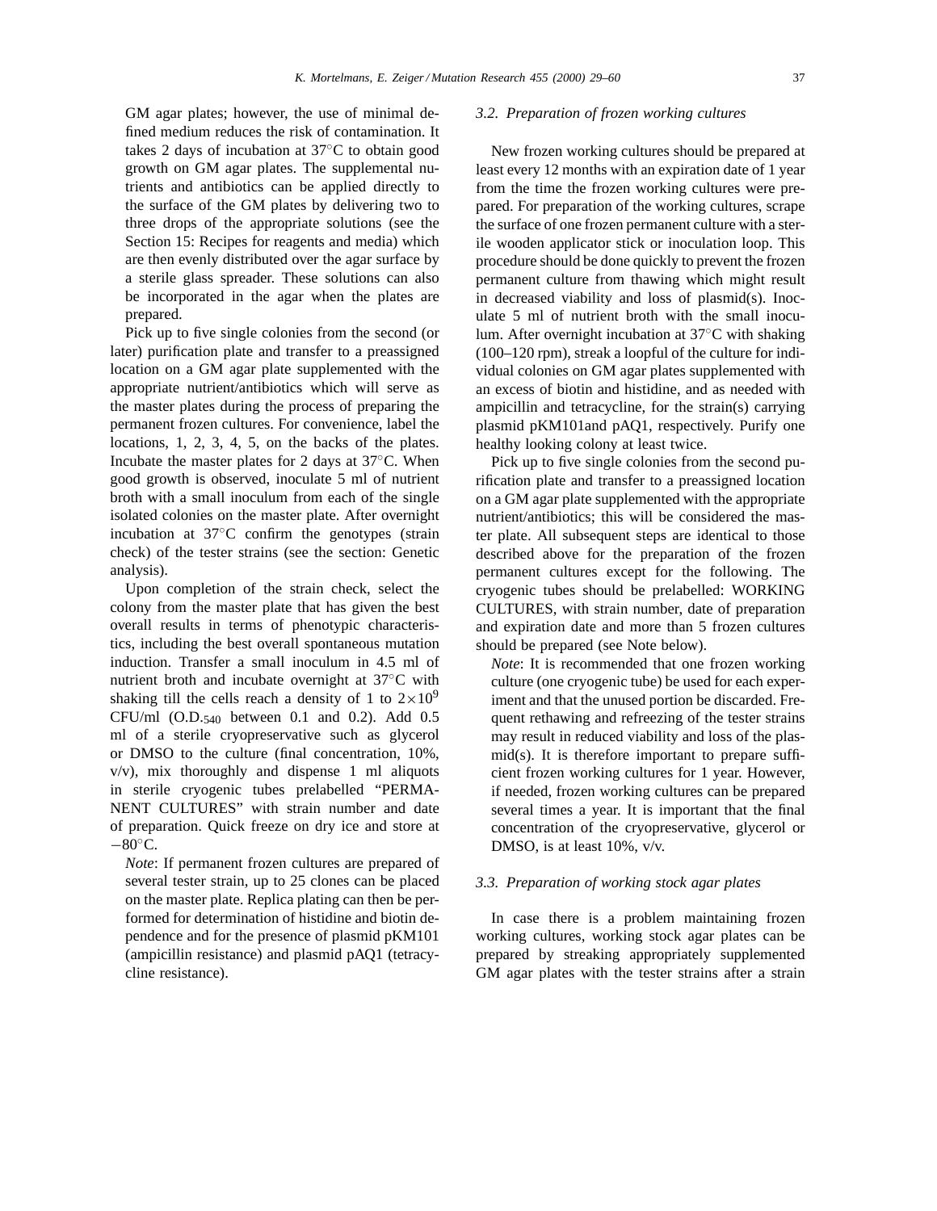GM agar plates; however, the use of minimal defined medium reduces the risk of contamination. It takes 2 days of incubation at 37°C to obtain good growth on GM agar plates. The supplemental nutrients and antibiotics can be applied directly to the surface of the GM plates by delivering two to three drops of the appropriate solutions (see the Section 15: Recipes for reagents and media) which are then evenly distributed over the agar surface by a sterile glass spreader. These solutions can also be incorporated in the agar when the plates are prepared.

Pick up to five single colonies from the second (or later) purification plate and transfer to a preassigned location on a GM agar plate supplemented with the appropriate nutrient/antibiotics which will serve as the master plates during the process of preparing the permanent frozen cultures. For convenience, label the locations, 1, 2, 3, 4, 5, on the backs of the plates. Incubate the master plates for 2 days at 37°C. When good growth is observed, inoculate 5 ml of nutrient broth with a small inoculum from each of the single isolated colonies on the master plate. After overnight incubation at 37°C confirm the genotypes (strain check) of the tester strains (see the section: Genetic analysis).

Upon completion of the strain check, select the colony from the master plate that has given the best overall results in terms of phenotypic characteristics, including the best overall spontaneous mutation induction. Transfer a small inoculum in 4.5 ml of nutrient broth and incubate overnight at 37°C with shaking till the cells reach a density of 1 to $2\times10^9$ CFU/ml (O.D.$_{540}$ between 0.1 and 0.2). Add 0.5 ml of a sterile cryopreservative such as glycerol or DMSO to the culture (final concentration, 10%, v/v), mix thoroughly and dispense 1 ml aliquots in sterile cryogenic tubes prelabelled "PERMANENT CULTURES" with strain number and date of preparation. Quick freeze on dry ice and store at −80°C.

*Note*: If permanent frozen cultures are prepared of several tester strain, up to 25 clones can be placed on the master plate. Replica plating can then be performed for determination of histidine and biotin dependence and for the presence of plasmid pKM101 (ampicillin resistance) and plasmid pAQ1 (tetracycline resistance).

### 3.2. Preparation of frozen working cultures

New frozen working cultures should be prepared at least every 12 months with an expiration date of 1 year from the time the frozen working cultures were prepared. For preparation of the working cultures, scrape the surface of one frozen permanent culture with a sterile wooden applicator stick or inoculation loop. This procedure should be done quickly to prevent the frozen permanent culture from thawing which might result in decreased viability and loss of plasmid(s). Inoculate 5 ml of nutrient broth with the small inoculum. After overnight incubation at 37°C with shaking (100–120 rpm), streak a loopful of the culture for individual colonies on GM agar plates supplemented with an excess of biotin and histidine, and as needed with ampicillin and tetracycline, for the strain(s) carrying plasmid pKM101and pAQ1, respectively. Purify one healthy looking colony at least twice.

Pick up to five single colonies from the second purification plate and transfer to a preassigned location on a GM agar plate supplemented with the appropriate nutrient/antibiotics; this will be considered the master plate. All subsequent steps are identical to those described above for the preparation of the frozen permanent cultures except for the following. The cryogenic tubes should be prelabelled: WORKING CULTURES, with strain number, date of preparation and expiration date and more than 5 frozen cultures should be prepared (see Note below).

*Note*: It is recommended that one frozen working culture (one cryogenic tube) be used for each experiment and that the unused portion be discarded. Frequent rethawing and refreezing of the tester strains may result in reduced viability and loss of the plasmid(s). It is therefore important to prepare sufficient frozen working cultures for 1 year. However, if needed, frozen working cultures can be prepared several times a year. It is important that the final concentration of the cryopreservative, glycerol or DMSO, is at least 10%, v/v.

### 3.3. Preparation of working stock agar plates

In case there is a problem maintaining frozen working cultures, working stock agar plates can be prepared by streaking appropriately supplemented GM agar plates with the tester strains after a strain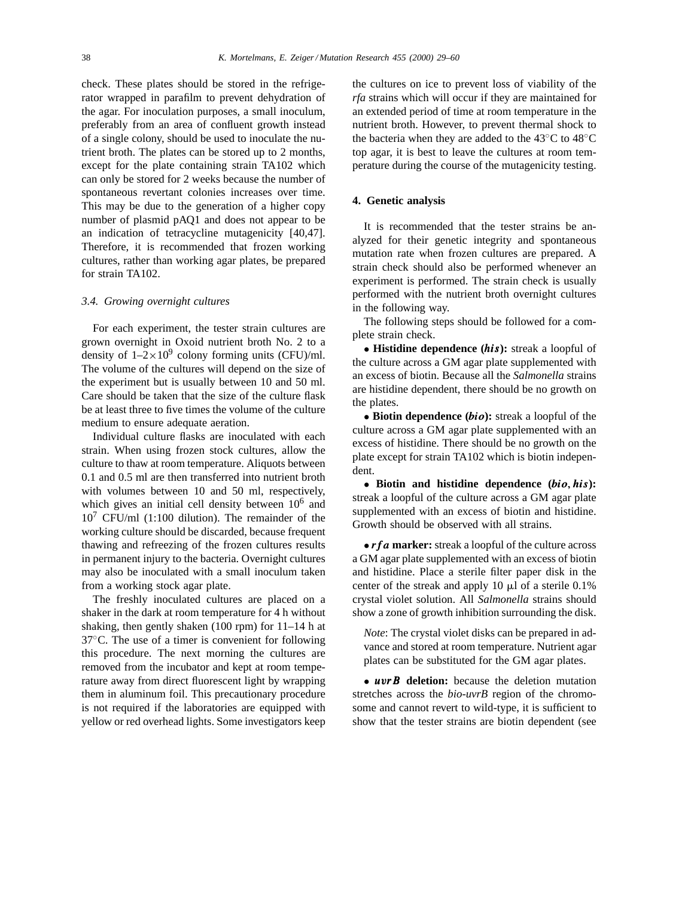check. These plates should be stored in the refrigerator wrapped in parafilm to prevent dehydration of the agar. For inoculation purposes, a small inoculum, preferably from an area of confluent growth instead of a single colony, should be used to inoculate the nutrient broth. The plates can be stored up to 2 months, except for the plate containing strain TA102 which can only be stored for 2 weeks because the number of spontaneous revertant colonies increases over time. This may be due to the generation of a higher copy number of plasmid pAQ1 and does not appear to be an indication of tetracycline mutagenicity [40,47]. Therefore, it is recommended that frozen working cultures, rather than working agar plates, be prepared for strain TA102.

### *3.4. Growing overnight cultures*

For each experiment, the tester strain cultures are grown overnight in Oxoid nutrient broth No. 2 to a density of $1–2\times10^9$ colony forming units (CFU)/ml. The volume of the cultures will depend on the size of the experiment but is usually between 10 and 50 ml. Care should be taken that the size of the culture flask be at least three to five times the volume of the culture medium to ensure adequate aeration.

Individual culture flasks are inoculated with each strain. When using frozen stock cultures, allow the culture to thaw at room temperature. Aliquots between 0.1 and 0.5 ml are then transferred into nutrient broth with volumes between 10 and 50 ml, respectively, which gives an initial cell density between $10^6$ and $10^7$ CFU/ml (1:100 dilution). The remainder of the working culture should be discarded, because frequent thawing and refreezing of the frozen cultures results in permanent injury to the bacteria. Overnight cultures may also be inoculated with a small inoculum taken from a working stock agar plate.

The freshly inoculated cultures are placed on a shaker in the dark at room temperature for 4 h without shaking, then gently shaken (100 rpm) for 11–14 h at 37°C. The use of a timer is convenient for following this procedure. The next morning the cultures are removed from the incubator and kept at room temperature away from direct fluorescent light by wrapping them in aluminum foil. This precautionary procedure is not required if the laboratories are equipped with yellow or red overhead lights. Some investigators keep the cultures on ice to prevent loss of viability of the *rfa* strains which will occur if they are maintained for an extended period of time at room temperature in the nutrient broth. However, to prevent thermal shock to the bacteria when they are added to the 43°C to 48°C top agar, it is best to leave the cultures at room temperature during the course of the mutagenicity testing.

## 4. Genetic analysis

It is recommended that the tester strains be analyzed for their genetic integrity and spontaneous mutation rate when frozen cultures are prepared. A strain check should also be performed whenever an experiment is performed. The strain check is usually performed with the nutrient broth overnight cultures in the following way.

The following steps should be followed for a complete strain check.

- **Histidine dependence (*his*):** streak a loopful of the culture across a GM agar plate supplemented with an excess of biotin. Because all the *Salmonella* strains are histidine dependent, there should be no growth on the plates.
- **Biotin dependence (*bio*):** streak a loopful of the culture across a GM agar plate supplemented with an excess of histidine. There should be no growth on the plate except for strain TA102 which is biotin independent.
- **Biotin and histidine dependence (*bio*, *his*):** streak a loopful of the culture across a GM agar plate supplemented with an excess of biotin and histidine. Growth should be observed with all strains.
- ***rfa* marker:** streak a loopful of the culture across a GM agar plate supplemented with an excess of biotin and histidine. Place a sterile filter paper disk in the center of the streak and apply 10 μl of a sterile 0.1% crystal violet solution. All *Salmonella* strains should show a zone of growth inhibition surrounding the disk.

*Note*: The crystal violet disks can be prepared in advance and stored at room temperature. Nutrient agar plates can be substituted for the GM agar plates.

- ***uvrB* deletion:** because the deletion mutation stretches across the *bio-uvrB* region of the chromosome and cannot revert to wild-type, it is sufficient to show that the tester strains are biotin dependent (see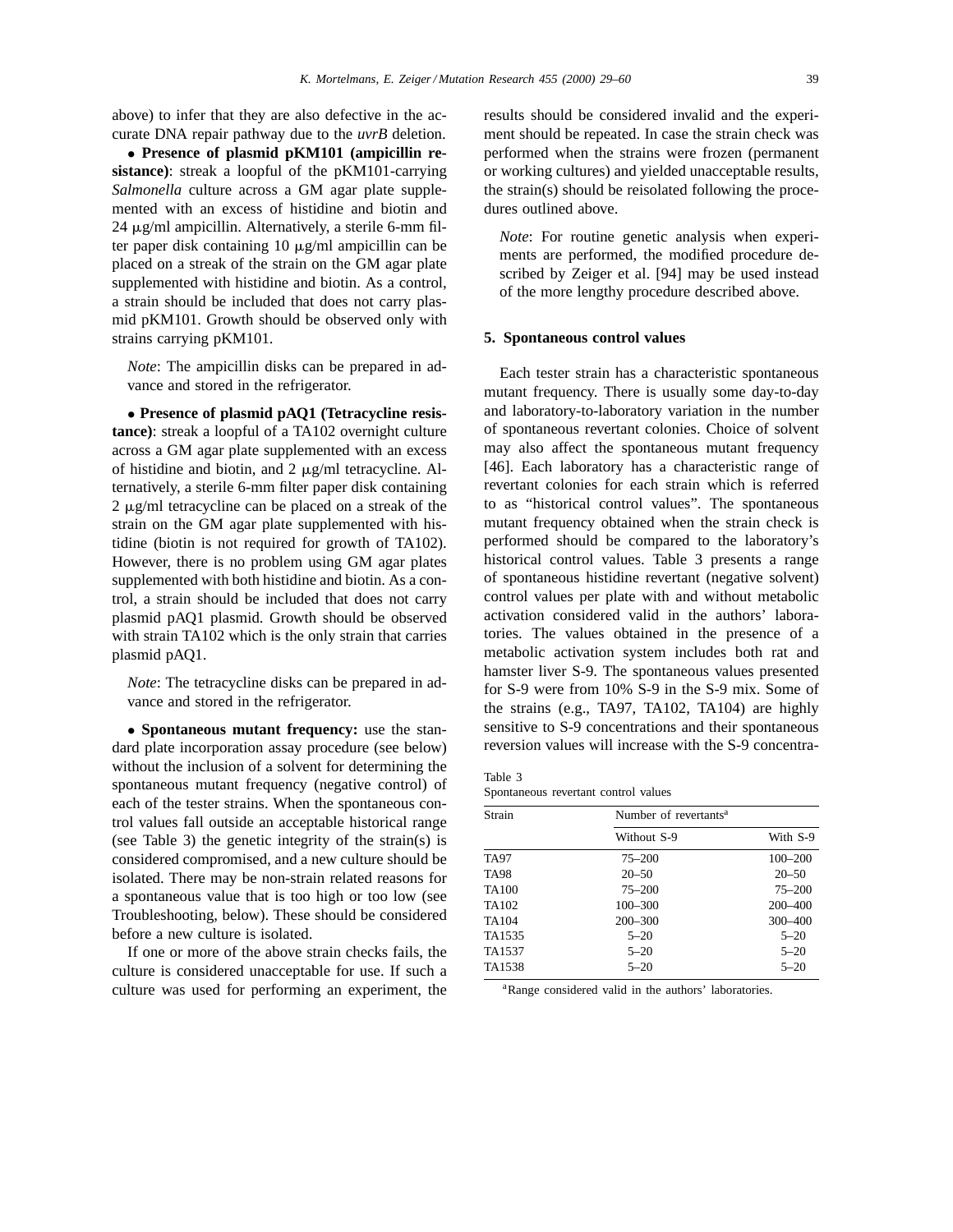above) to infer that they are also defective in the accurate DNA repair pathway due to the *uvrB* deletion.

- **Presence of plasmid pKM101 (ampicillin resistance)**: streak a loopful of the pKM101-carrying *Salmonella* culture across a GM agar plate supplemented with an excess of histidine and biotin and 24 μg/ml ampicillin. Alternatively, a sterile 6-mm filter paper disk containing 10 μg/ml ampicillin can be placed on a streak of the strain on the GM agar plate supplemented with histidine and biotin. As a control, a strain should be included that does not carry plasmid pKM101. Growth should be observed only with strains carrying pKM101.

*Note*: The ampicillin disks can be prepared in advance and stored in the refrigerator.

- **Presence of plasmid pAQ1 (Tetracycline resistance)**: streak a loopful of a TA102 overnight culture across a GM agar plate supplemented with an excess of histidine and biotin, and 2 μg/ml tetracycline. Alternatively, a sterile 6-mm filter paper disk containing 2 μg/ml tetracycline can be placed on a streak of the strain on the GM agar plate supplemented with histidine (biotin is not required for growth of TA102). However, there is no problem using GM agar plates supplemented with both histidine and biotin. As a control, a strain should be included that does not carry plasmid pAQ1 plasmid. Growth should be observed with strain TA102 which is the only strain that carries plasmid pAQ1.

*Note*: The tetracycline disks can be prepared in advance and stored in the refrigerator.

- **Spontaneous mutant frequency:** use the standard plate incorporation assay procedure (see below) without the inclusion of a solvent for determining the spontaneous mutant frequency (negative control) of each of the tester strains. When the spontaneous control values fall outside an acceptable historical range (see Table 3) the genetic integrity of the strain(s) is considered compromised, and a new culture should be isolated. There may be non-strain related reasons for a spontaneous value that is too high or too low (see Troubleshooting, below). These should be considered before a new culture is isolated.

If one or more of the above strain checks fails, the culture is considered unacceptable for use. If such a culture was used for performing an experiment, the results should be considered invalid and the experiment should be repeated. In case the strain check was performed when the strains were frozen (permanent or working cultures) and yielded unacceptable results, the strain(s) should be reisolated following the procedures outlined above.

*Note*: For routine genetic analysis when experiments are performed, the modified procedure described by Zeiger et al. [94] may be used instead of the more lengthy procedure described above.

## 5. Spontaneous control values

Each tester strain has a characteristic spontaneous mutant frequency. There is usually some day-to-day and laboratory-to-laboratory variation in the number of spontaneous revertant colonies. Choice of solvent may also affect the spontaneous mutant frequency [46]. Each laboratory has a characteristic range of revertant colonies for each strain which is referred to as "historical control values". The spontaneous mutant frequency obtained when the strain check is performed should be compared to the laboratory's historical control values. Table 3 presents a range of spontaneous histidine revertant (negative solvent) control values per plate with and without metabolic activation considered valid in the authors' laboratories. The values obtained in the presence of a metabolic activation system includes both rat and hamster liver S-9. The spontaneous values presented for S-9 were from 10% S-9 in the S-9 mix. Some of the strains (e.g., TA97, TA102, TA104) are highly sensitive to S-9 concentrations and their spontaneous reversion values will increase with the S-9 concentra-

Table 3
Spontaneous revertant control values

| Strain | Number of revertants[a] | |
|---|---|---|
| | Without S-9 | With S-9 |
| TA97 | 75–200 | 100–200 |
| TA98 | 20–50 | 20–50 |
| TA100 | 75–200 | 75–200 |
| TA102 | 100–300 | 200–400 |
| TA104 | 200–300 | 300–400 |
| TA1535 | 5–20 | 5–20 |
| TA1537 | 5–20 | 5–20 |
| TA1538 | 5–20 | 5–20 |

[a] Range considered valid in the authors' laboratories.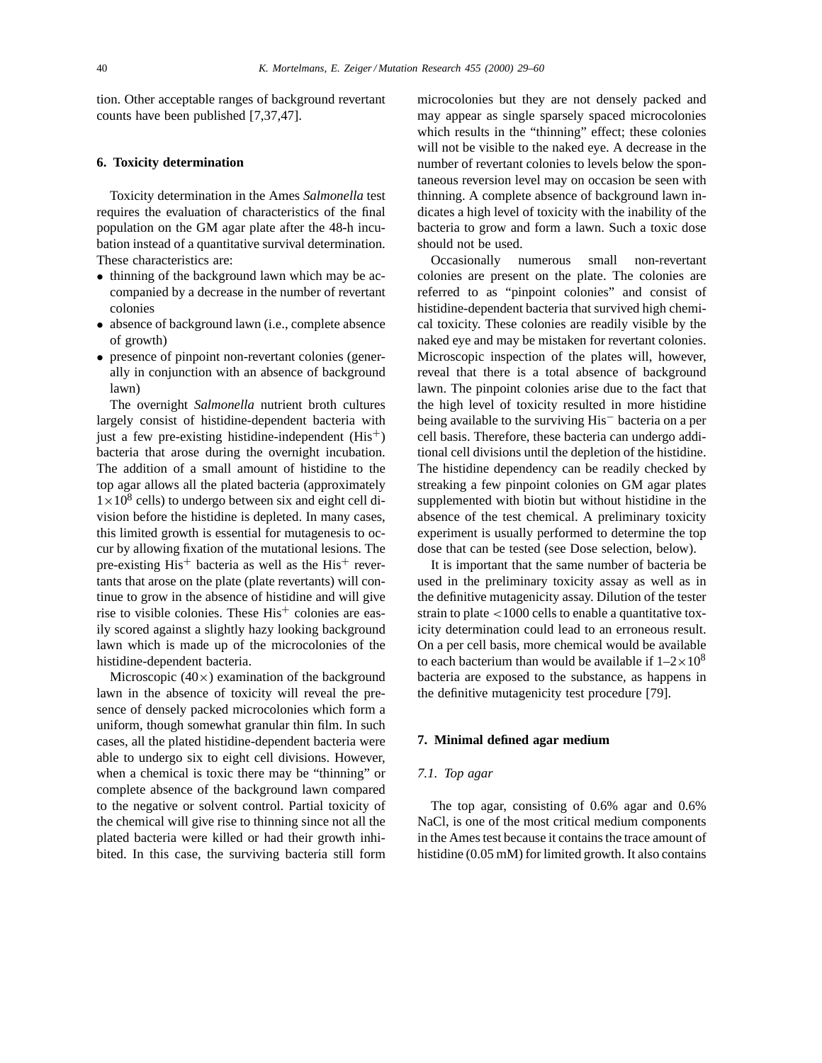tion. Other acceptable ranges of background revertant counts have been published [7,37,47].

## 6. Toxicity determination

Toxicity determination in the Ames *Salmonella* test requires the evaluation of characteristics of the final population on the GM agar plate after the 48-h incubation instead of a quantitative survival determination. These characteristics are:

- thinning of the background lawn which may be accompanied by a decrease in the number of revertant colonies
- absence of background lawn (i.e., complete absence of growth)
- presence of pinpoint non-revertant colonies (generally in conjunction with an absence of background lawn)

The overnight *Salmonella* nutrient broth cultures largely consist of histidine-dependent bacteria with just a few pre-existing histidine-independent ($His^+$) bacteria that arose during the overnight incubation. The addition of a small amount of histidine to the top agar allows all the plated bacteria (approximately $1\times10^8$ cells) to undergo between six and eight cell division before the histidine is depleted. In many cases, this limited growth is essential for mutagenesis to occur by allowing fixation of the mutational lesions. The pre-existing $His^+$ bacteria as well as the $His^+$ revertants that arose on the plate (plate revertants) will continue to grow in the absence of histidine and will give rise to visible colonies. These $His^+$ colonies are easily scored against a slightly hazy looking background lawn which is made up of the microcolonies of the histidine-dependent bacteria.

Microscopic (40×) examination of the background lawn in the absence of toxicity will reveal the presence of densely packed microcolonies which form a uniform, though somewhat granular thin film. In such cases, all the plated histidine-dependent bacteria were able to undergo six to eight cell divisions. However, when a chemical is toxic there may be "thinning" or complete absence of the background lawn compared to the negative or solvent control. Partial toxicity of the chemical will give rise to thinning since not all the plated bacteria were killed or had their growth inhibited. In this case, the surviving bacteria still form microcolonies but they are not densely packed and may appear as single sparsely spaced microcolonies which results in the "thinning" effect; these colonies will not be visible to the naked eye. A decrease in the number of revertant colonies to levels below the spontaneous reversion level may on occasion be seen with thinning. A complete absence of background lawn indicates a high level of toxicity with the inability of the bacteria to grow and form a lawn. Such a toxic dose should not be used.

Occasionally numerous small non-revertant colonies are present on the plate. The colonies are referred to as "pinpoint colonies" and consist of histidine-dependent bacteria that survived high chemical toxicity. These colonies are readily visible by the naked eye and may be mistaken for revertant colonies. Microscopic inspection of the plates will, however, reveal that there is a total absence of background lawn. The pinpoint colonies arise due to the fact that the high level of toxicity resulted in more histidine being available to the surviving $His^-$ bacteria on a per cell basis. Therefore, these bacteria can undergo additional cell divisions until the depletion of the histidine. The histidine dependency can be readily checked by streaking a few pinpoint colonies on GM agar plates supplemented with biotin but without histidine in the absence of the test chemical. A preliminary toxicity experiment is usually performed to determine the top dose that can be tested (see Dose selection, below).

It is important that the same number of bacteria be used in the preliminary toxicity assay as well as in the definitive mutagenicity assay. Dilution of the tester strain to plate <1000 cells to enable a quantitative toxicity determination could lead to an erroneous result. On a per cell basis, more chemical would be available to each bacterium than would be available if $1–2\times10^8$ bacteria are exposed to the substance, as happens in the definitive mutagenicity test procedure [79].

## 7. Minimal defined agar medium

### 7.1. Top agar

The top agar, consisting of 0.6% agar and 0.6% NaCl, is one of the most critical medium components in the Ames test because it contains the trace amount of histidine (0.05 mM) for limited growth. It also contains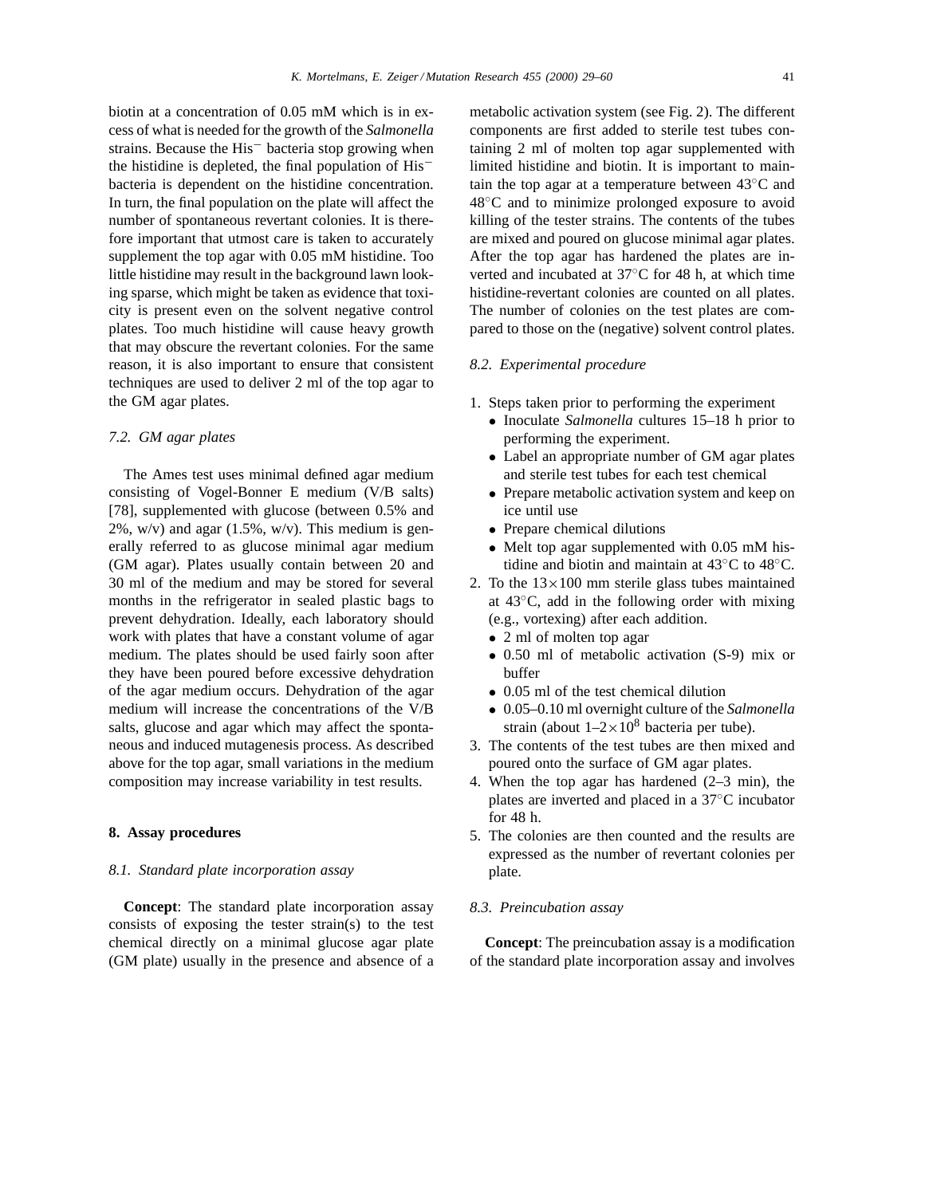biotin at a concentration of 0.05 mM which is in excess of what is needed for the growth of the *Salmonella* strains. Because the $His^-$ bacteria stop growing when the histidine is depleted, the final population of $His^-$ bacteria is dependent on the histidine concentration. In turn, the final population on the plate will affect the number of spontaneous revertant colonies. It is therefore important that utmost care is taken to accurately supplement the top agar with 0.05 mM histidine. Too little histidine may result in the background lawn looking sparse, which might be taken as evidence that toxicity is present even on the solvent negative control plates. Too much histidine will cause heavy growth that may obscure the revertant colonies. For the same reason, it is also important to ensure that consistent techniques are used to deliver 2 ml of the top agar to the GM agar plates.

### *7.2. GM agar plates*

The Ames test uses minimal defined agar medium consisting of Vogel-Bonner E medium (V/B salts) [78], supplemented with glucose (between 0.5% and 2%, w/v) and agar (1.5%, w/v). This medium is generally referred to as glucose minimal agar medium (GM agar). Plates usually contain between 20 and 30 ml of the medium and may be stored for several months in the refrigerator in sealed plastic bags to prevent dehydration. Ideally, each laboratory should work with plates that have a constant volume of agar medium. The plates should be used fairly soon after they have been poured before excessive dehydration of the agar medium occurs. Dehydration of the agar medium will increase the concentrations of the V/B salts, glucose and agar which may affect the spontaneous and induced mutagenesis process. As described above for the top agar, small variations in the medium composition may increase variability in test results.

## **8. Assay procedures**

### *8.1. Standard plate incorporation assay*

**Concept**: The standard plate incorporation assay consists of exposing the tester strain(s) to the test chemical directly on a minimal glucose agar plate (GM plate) usually in the presence and absence of a metabolic activation system (see Fig. 2). The different components are first added to sterile test tubes containing 2 ml of molten top agar supplemented with limited histidine and biotin. It is important to maintain the top agar at a temperature between 43°C and 48°C and to minimize prolonged exposure to avoid killing of the tester strains. The contents of the tubes are mixed and poured on glucose minimal agar plates. After the top agar has hardened the plates are inverted and incubated at 37°C for 48 h, at which time histidine-revertant colonies are counted on all plates. The number of colonies on the test plates are compared to those on the (negative) solvent control plates.

### *8.2. Experimental procedure*

1. Steps taken prior to performing the experiment
   - Inoculate *Salmonella* cultures 15–18 h prior to performing the experiment.
   - Label an appropriate number of GM agar plates and sterile test tubes for each test chemical
   - Prepare metabolic activation system and keep on ice until use
   - Prepare chemical dilutions
   - Melt top agar supplemented with 0.05 mM histidine and biotin and maintain at 43°C to 48°C.
2. To the 13×100 mm sterile glass tubes maintained at 43°C, add in the following order with mixing (e.g., vortexing) after each addition.
   - 2 ml of molten top agar
   - 0.50 ml of metabolic activation (S-9) mix or buffer
   - 0.05 ml of the test chemical dilution
   - 0.05–0.10 ml overnight culture of the *Salmonella* strain (about $1–2\times10^8$ bacteria per tube).
3. The contents of the test tubes are then mixed and poured onto the surface of GM agar plates.
4. When the top agar has hardened (2–3 min), the plates are inverted and placed in a 37°C incubator for 48 h.
5. The colonies are then counted and the results are expressed as the number of revertant colonies per plate.

### *8.3. Preincubation assay*

**Concept**: The preincubation assay is a modification of the standard plate incorporation assay and involves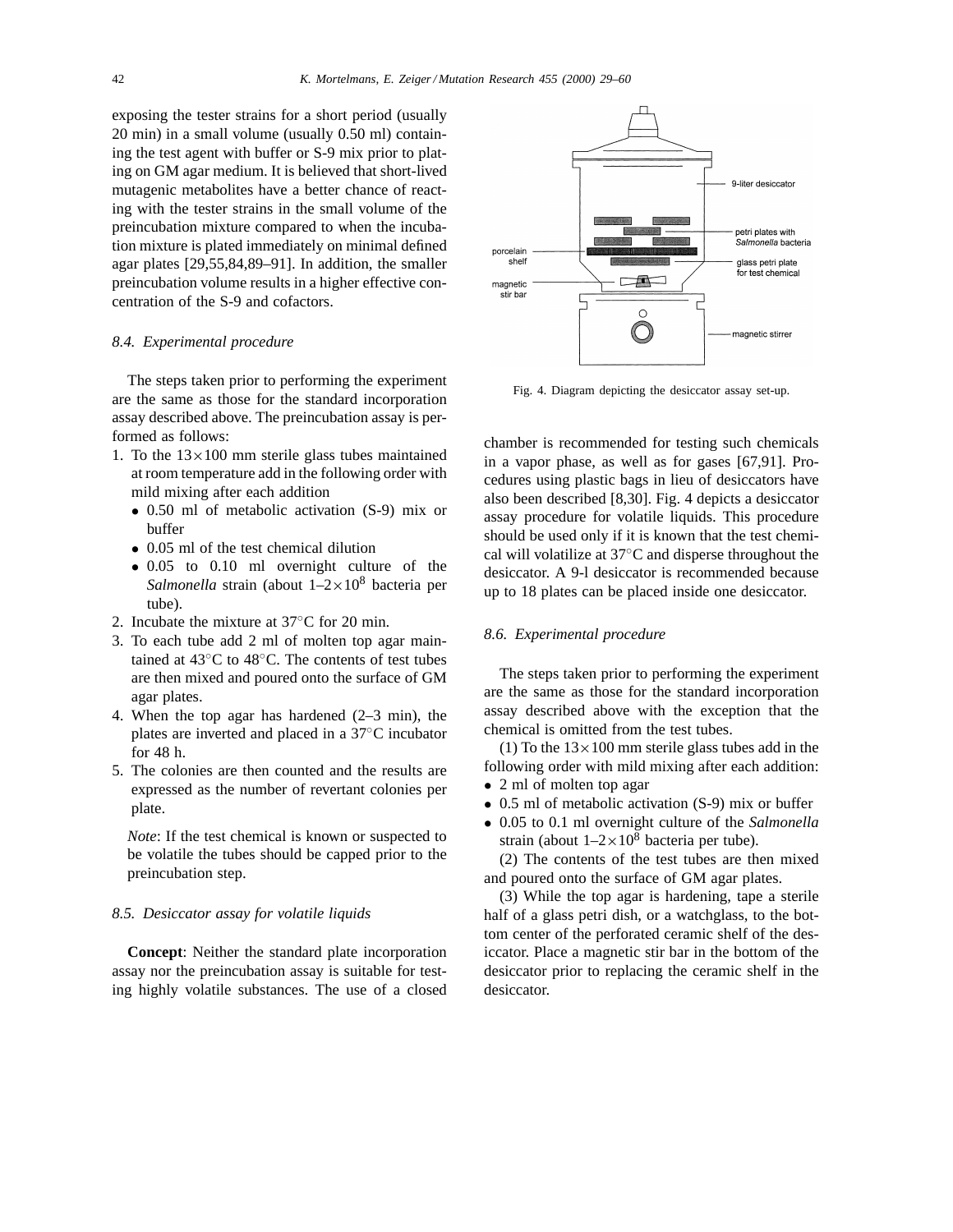exposing the tester strains for a short period (usually 20 min) in a small volume (usually 0.50 ml) containing the test agent with buffer or S-9 mix prior to plating on GM agar medium. It is believed that short-lived mutagenic metabolites have a better chance of reacting with the tester strains in the small volume of the preincubation mixture compared to when the incubation mixture is plated immediately on minimal defined agar plates [29,55,84,89–91]. In addition, the smaller preincubation volume results in a higher effective concentration of the S-9 and cofactors.

### *8.4. Experimental procedure*

The steps taken prior to performing the experiment are the same as those for the standard incorporation assay described above. The preincubation assay is performed as follows:

1. To the 13×100 mm sterile glass tubes maintained at room temperature add in the following order with mild mixing after each addition
   - 0.50 ml of metabolic activation (S-9) mix or buffer
   - 0.05 ml of the test chemical dilution
   - 0.05 to 0.10 ml overnight culture of the *Salmonella* strain (about $1–2\times10^8$ bacteria per tube).
2. Incubate the mixture at 37°C for 20 min.
3. To each tube add 2 ml of molten top agar maintained at 43°C to 48°C. The contents of test tubes are then mixed and poured onto the surface of GM agar plates.
4. When the top agar has hardened (2–3 min), the plates are inverted and placed in a 37°C incubator for 48 h.
5. The colonies are then counted and the results are expressed as the number of revertant colonies per plate.

*Note*: If the test chemical is known or suspected to be volatile the tubes should be capped prior to the preincubation step.

### *8.5. Desiccator assay for volatile liquids*

**Concept**: Neither the standard plate incorporation assay nor the preincubation assay is suitable for testing highly volatile substances. The use of a closed chamber is recommended for testing such chemicals in a vapor phase, as well as for gases [67,91]. Procedures using plastic bags in lieu of desiccators have also been described [8,30]. Fig. 4 depicts a desiccator assay procedure for volatile liquids. This procedure should be used only if it is known that the test chemical will volatilize at 37°C and disperse throughout the desiccator. A 9-l desiccator is recommended because up to 18 plates can be placed inside one desiccator.

Fig. 4. Diagram depicting the desiccator assay set-up.

### *8.6. Experimental procedure*

The steps taken prior to performing the experiment are the same as those for the standard incorporation assay described above with the exception that the chemical is omitted from the test tubes.

(1) To the 13×100 mm sterile glass tubes add in the following order with mild mixing after each addition:

- 2 ml of molten top agar
- 0.5 ml of metabolic activation (S-9) mix or buffer
- 0.05 to 0.1 ml overnight culture of the *Salmonella* strain (about $1–2\times10^8$ bacteria per tube).

(2) The contents of the test tubes are then mixed and poured onto the surface of GM agar plates.

(3) While the top agar is hardening, tape a sterile half of a glass petri dish, or a watchglass, to the bottom center of the perforated ceramic shelf of the desiccator. Place a magnetic stir bar in the bottom of the desiccator prior to replacing the ceramic shelf in the desiccator.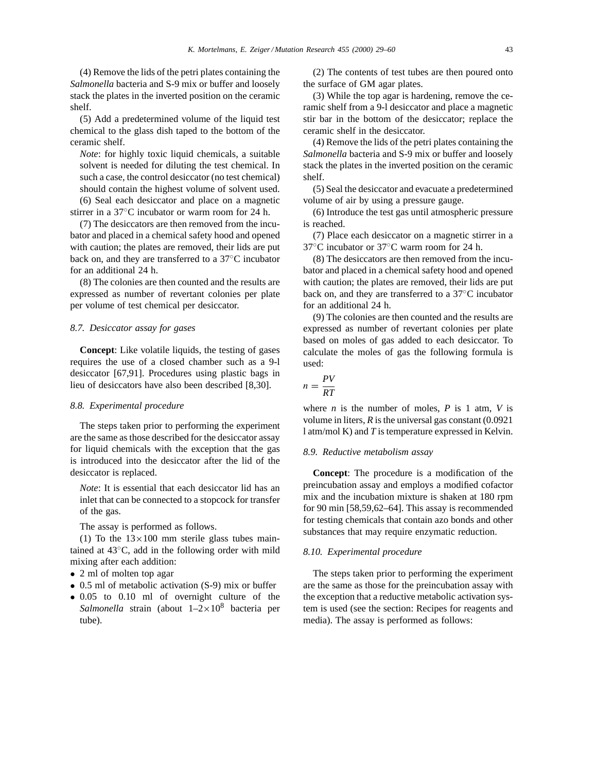(4) Remove the lids of the petri plates containing the *Salmonella* bacteria and S-9 mix or buffer and loosely stack the plates in the inverted position on the ceramic shelf.

(5) Add a predetermined volume of the liquid test chemical to the glass dish taped to the bottom of the ceramic shelf.

*Note*: for highly toxic liquid chemicals, a suitable solvent is needed for diluting the test chemical. In such a case, the control desiccator (no test chemical) should contain the highest volume of solvent used.

(6) Seal each desiccator and place on a magnetic stirrer in a 37°C incubator or warm room for 24 h.

(7) The desiccators are then removed from the incubator and placed in a chemical safety hood and opened with caution; the plates are removed, their lids are put back on, and they are transferred to a 37°C incubator for an additional 24 h.

(8) The colonies are then counted and the results are expressed as number of revertant colonies per plate per volume of test chemical per desiccator.

### *8.7. Desiccator assay for gases*

**Concept**: Like volatile liquids, the testing of gases requires the use of a closed chamber such as a 9-l desiccator [67,91]. Procedures using plastic bags in lieu of desiccators have also been described [8,30].

### *8.8. Experimental procedure*

The steps taken prior to performing the experiment are the same as those described for the desiccator assay for liquid chemicals with the exception that the gas is introduced into the desiccator after the lid of the desiccator is replaced.

*Note*: It is essential that each desiccator lid has an inlet that can be connected to a stopcock for transfer of the gas.

The assay is performed as follows.

(1) To the 13×100 mm sterile glass tubes maintained at 43°C, add in the following order with mild mixing after each addition:

- 2 ml of molten top agar
- 0.5 ml of metabolic activation (S-9) mix or buffer
- 0.05 to 0.10 ml of overnight culture of the *Salmonella* strain (about $1–2\times10^8$ bacteria per tube).

(2) The contents of test tubes are then poured onto the surface of GM agar plates.

(3) While the top agar is hardening, remove the ceramic shelf from a 9-l desiccator and place a magnetic stir bar in the bottom of the desiccator; replace the ceramic shelf in the desiccator.

(4) Remove the lids of the petri plates containing the *Salmonella* bacteria and S-9 mix or buffer and loosely stack the plates in the inverted position on the ceramic shelf.

(5) Seal the desiccator and evacuate a predetermined volume of air by using a pressure gauge.

(6) Introduce the test gas until atmospheric pressure is reached.

(7) Place each desiccator on a magnetic stirrer in a 37°C incubator or 37°C warm room for 24 h.

(8) The desiccators are then removed from the incubator and placed in a chemical safety hood and opened with caution; the plates are removed, their lids are put back on, and they are transferred to a 37°C incubator for an additional 24 h.

(9) The colonies are then counted and the results are expressed as number of revertant colonies per plate based on moles of gas added to each desiccator. To calculate the moles of gas the following formula is used:

$$n = \frac{PV}{RT}$$

where $n$ is the number of moles, $P$ is 1 atm, $V$ is volume in liters, $R$ is the universal gas constant (0.0921 l atm/mol K) and $T$ is temperature expressed in Kelvin.

### *8.9. Reductive metabolism assay*

**Concept**: The procedure is a modification of the preincubation assay and employs a modified cofactor mix and the incubation mixture is shaken at 180 rpm for 90 min [58,59,62–64]. This assay is recommended for testing chemicals that contain azo bonds and other substances that may require enzymatic reduction.

### *8.10. Experimental procedure*

The steps taken prior to performing the experiment are the same as those for the preincubation assay with the exception that a reductive metabolic activation system is used (see the section: Recipes for reagents and media). The assay is performed as follows: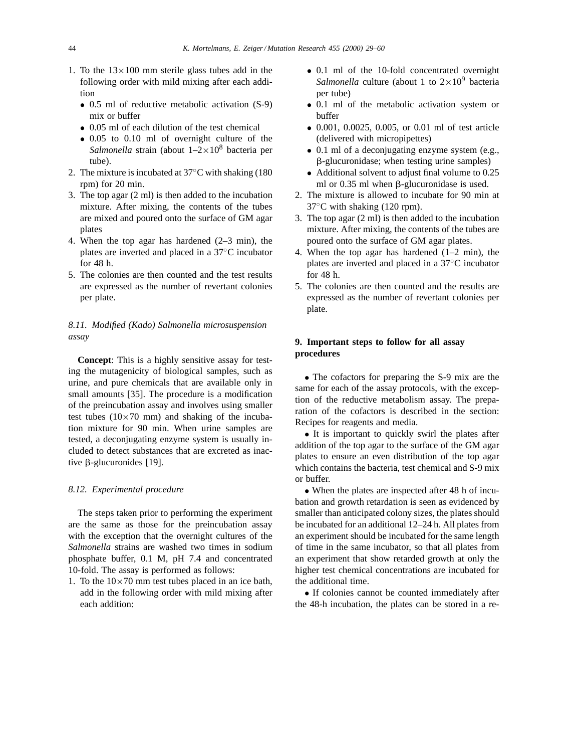1. To the $13\times100$ mm sterile glass tubes add in the following order with mild mixing after each addition
   - 0.5 ml of reductive metabolic activation (S-9) mix or buffer
   - 0.05 ml of each dilution of the test chemical
   - 0.05 to 0.10 ml of overnight culture of the *Salmonella* strain (about $1–2\times10^8$ bacteria per tube).
2. The mixture is incubated at 37°C with shaking (180 rpm) for 20 min.
3. The top agar (2 ml) is then added to the incubation mixture. After mixing, the contents of the tubes are mixed and poured onto the surface of GM agar plates
4. When the top agar has hardened (2–3 min), the plates are inverted and placed in a 37°C incubator for 48 h.
5. The colonies are then counted and the test results are expressed as the number of revertant colonies per plate.

### *8.11. Modified (Kado) Salmonella microsuspension assay*

**Concept**: This is a highly sensitive assay for testing the mutagenicity of biological samples, such as urine, and pure chemicals that are available only in small amounts [35]. The procedure is a modification of the preincubation assay and involves using smaller test tubes ($10\times70$ mm) and shaking of the incubation mixture for 90 min. When urine samples are tested, a deconjugating enzyme system is usually included to detect substances that are excreted as inactive β-glucuronides [19].

### *8.12. Experimental procedure*

The steps taken prior to performing the experiment are the same as those for the preincubation assay with the exception that the overnight cultures of the *Salmonella* strains are washed two times in sodium phosphate buffer, 0.1 M, pH 7.4 and concentrated 10-fold. The assay is performed as follows:

1. To the $10\times70$ mm test tubes placed in an ice bath, add in the following order with mild mixing after each addition:
   - 0.1 ml of the 10-fold concentrated overnight *Salmonella* culture (about 1 to $2\times10^9$ bacteria per tube)
   - 0.1 ml of the metabolic activation system or buffer
   - 0.001, 0.0025, 0.005, or 0.01 ml of test article (delivered with micropipettes)
   - 0.1 ml of a deconjugating enzyme system (e.g., β-glucuronidase; when testing urine samples)
   - Additional solvent to adjust final volume to 0.25 ml or 0.35 ml when β-glucuronidase is used.
2. The mixture is allowed to incubate for 90 min at 37°C with shaking (120 rpm).
3. The top agar (2 ml) is then added to the incubation mixture. After mixing, the contents of the tubes are poured onto the surface of GM agar plates.
4. When the top agar has hardened (1–2 min), the plates are inverted and placed in a 37°C incubator for 48 h.
5. The colonies are then counted and the results are expressed as the number of revertant colonies per plate.

## 9. Important steps to follow for all assay procedures

- The cofactors for preparing the S-9 mix are the same for each of the assay protocols, with the exception of the reductive metabolism assay. The preparation of the cofactors is described in the section: Recipes for reagents and media.
- It is important to quickly swirl the plates after addition of the top agar to the surface of the GM agar plates to ensure an even distribution of the top agar which contains the bacteria, test chemical and S-9 mix or buffer.
- When the plates are inspected after 48 h of incubation and growth retardation is seen as evidenced by smaller than anticipated colony sizes, the plates should be incubated for an additional 12–24 h. All plates from an experiment should be incubated for the same length of time in the same incubator, so that all plates from an experiment that show retarded growth at only the higher test chemical concentrations are incubated for the additional time.
- If colonies cannot be counted immediately after the 48-h incubation, the plates can be stored in a re-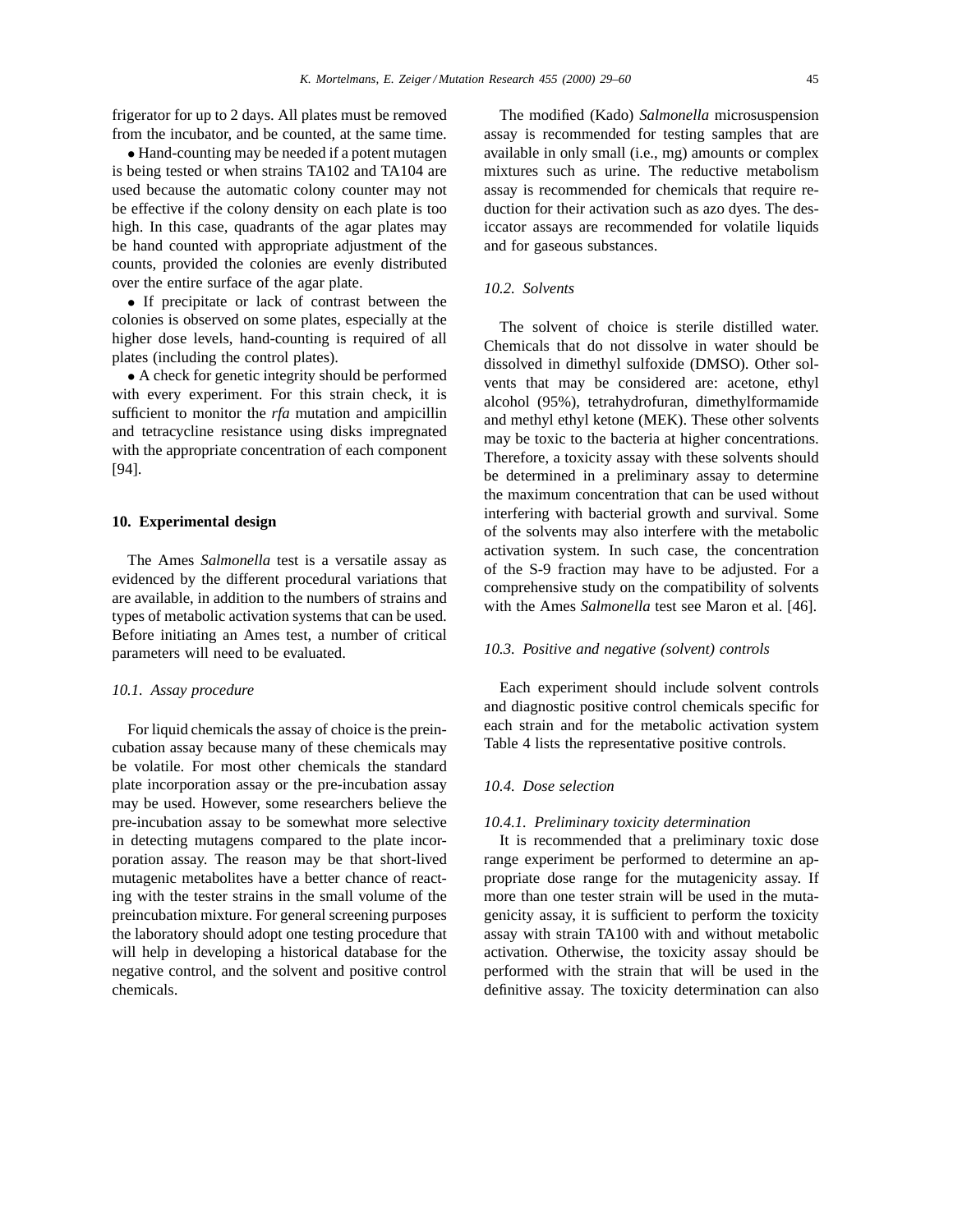frigerator for up to 2 days. All plates must be removed from the incubator, and be counted, at the same time.

- Hand-counting may be needed if a potent mutagen is being tested or when strains TA102 and TA104 are used because the automatic colony counter may not be effective if the colony density on each plate is too high. In this case, quadrants of the agar plates may be hand counted with appropriate adjustment of the counts, provided the colonies are evenly distributed over the entire surface of the agar plate.
- If precipitate or lack of contrast between the colonies is observed on some plates, especially at the higher dose levels, hand-counting is required of all plates (including the control plates).
- A check for genetic integrity should be performed with every experiment. For this strain check, it is sufficient to monitor the *rfa* mutation and ampicillin and tetracycline resistance using disks impregnated with the appropriate concentration of each component [94].

## 10. Experimental design

The Ames *Salmonella* test is a versatile assay as evidenced by the different procedural variations that are available, in addition to the numbers of strains and types of metabolic activation systems that can be used. Before initiating an Ames test, a number of critical parameters will need to be evaluated.

### *10.1. Assay procedure*

For liquid chemicals the assay of choice is the preincubation assay because many of these chemicals may be volatile. For most other chemicals the standard plate incorporation assay or the pre-incubation assay may be used. However, some researchers believe the pre-incubation assay to be somewhat more selective in detecting mutagens compared to the plate incorporation assay. The reason may be that short-lived mutagenic metabolites have a better chance of reacting with the tester strains in the small volume of the preincubation mixture. For general screening purposes the laboratory should adopt one testing procedure that will help in developing a historical database for the negative control, and the solvent and positive control chemicals.

The modified (Kado) *Salmonella* microsuspension assay is recommended for testing samples that are available in only small (i.e., mg) amounts or complex mixtures such as urine. The reductive metabolism assay is recommended for chemicals that require reduction for their activation such as azo dyes. The desiccator assays are recommended for volatile liquids and for gaseous substances.

### *10.2. Solvents*

The solvent of choice is sterile distilled water. Chemicals that do not dissolve in water should be dissolved in dimethyl sulfoxide (DMSO). Other solvents that may be considered are: acetone, ethyl alcohol (95%), tetrahydrofuran, dimethylformamide and methyl ethyl ketone (MEK). These other solvents may be toxic to the bacteria at higher concentrations. Therefore, a toxicity assay with these solvents should be determined in a preliminary assay to determine the maximum concentration that can be used without interfering with bacterial growth and survival. Some of the solvents may also interfere with the metabolic activation system. In such case, the concentration of the S-9 fraction may have to be adjusted. For a comprehensive study on the compatibility of solvents with the Ames *Salmonella* test see Maron et al. [46].

### *10.3. Positive and negative (solvent) controls*

Each experiment should include solvent controls and diagnostic positive control chemicals specific for each strain and for the metabolic activation system Table 4 lists the representative positive controls.

### *10.4. Dose selection*

#### *10.4.1. Preliminary toxicity determination*

It is recommended that a preliminary toxic dose range experiment be performed to determine an appropriate dose range for the mutagenicity assay. If more than one tester strain will be used in the mutagenicity assay, it is sufficient to perform the toxicity assay with strain TA100 with and without metabolic activation. Otherwise, the toxicity assay should be performed with the strain that will be used in the definitive assay. The toxicity determination can also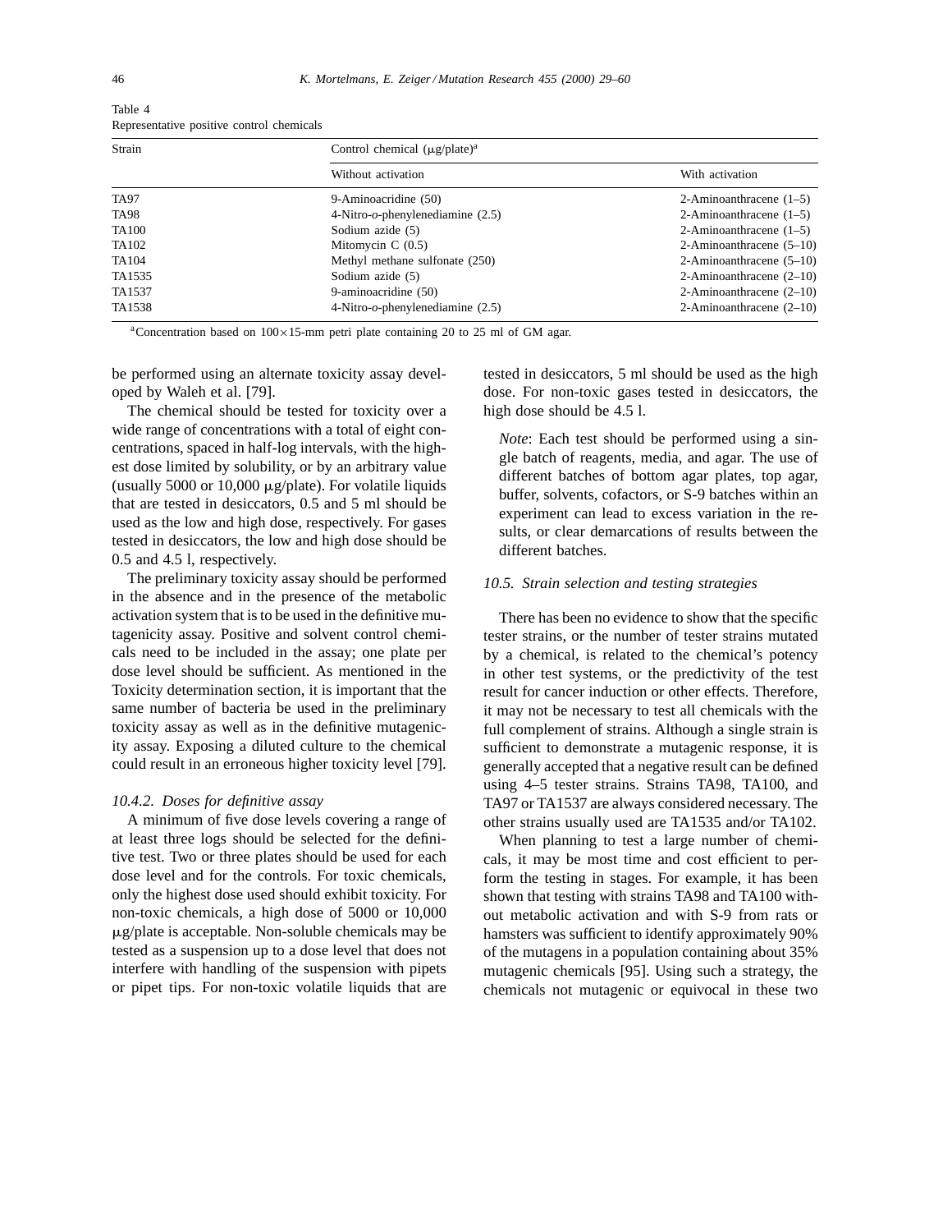Table 4
Representative positive control chemicals

| Strain | Control chemical (μg/plate)[a] | |
|---|---|---|
| | Without activation | With activation |
| TA97 | 9-Aminoacridine (50) | 2-Aminoanthracene (1–5) |
| TA98 | 4-Nitro-*o*-phenylenediamine (2.5) | 2-Aminoanthracene (1–5) |
| TA100 | Sodium azide (5) | 2-Aminoanthracene (1–5) |
| TA102 | Mitomycin C (0.5) | 2-Aminoanthracene (5–10) |
| TA104 | Methyl methane sulfonate (250) | 2-Aminoanthracene (5–10) |
| TA1535 | Sodium azide (5) | 2-Aminoanthracene (2–10) |
| TA1537 | 9-aminoacridine (50) | 2-Aminoanthracene (2–10) |
| TA1538 | 4-Nitro-*o*-phenylenediamine (2.5) | 2-Aminoanthracene (2–10) |

[a]Concentration based on 100×15-mm petri plate containing 20 to 25 ml of GM agar.

be performed using an alternate toxicity assay developed by Waleh et al. [79].

The chemical should be tested for toxicity over a wide range of concentrations with a total of eight concentrations, spaced in half-log intervals, with the highest dose limited by solubility, or by an arbitrary value (usually 5000 or 10,000 μg/plate). For volatile liquids that are tested in desiccators, 0.5 and 5 ml should be used as the low and high dose, respectively. For gases tested in desiccators, the low and high dose should be 0.5 and 4.5 l, respectively.

The preliminary toxicity assay should be performed in the absence and in the presence of the metabolic activation system that is to be used in the definitive mutagenicity assay. Positive and solvent control chemicals need to be included in the assay; one plate per dose level should be sufficient. As mentioned in the Toxicity determination section, it is important that the same number of bacteria be used in the preliminary toxicity assay as well as in the definitive mutagenicity assay. Exposing a diluted culture to the chemical could result in an erroneous higher toxicity level [79].

#### *10.4.2. Doses for definitive assay*

A minimum of five dose levels covering a range of at least three logs should be selected for the definitive test. Two or three plates should be used for each dose level and for the controls. For toxic chemicals, only the highest dose used should exhibit toxicity. For non-toxic chemicals, a high dose of 5000 or 10,000 μg/plate is acceptable. Non-soluble chemicals may be tested as a suspension up to a dose level that does not interfere with handling of the suspension with pipets or pipet tips. For non-toxic volatile liquids that are tested in desiccators, 5 ml should be used as the high dose. For non-toxic gases tested in desiccators, the high dose should be 4.5 l.

> *Note*: Each test should be performed using a single batch of reagents, media, and agar. The use of different batches of bottom agar plates, top agar, buffer, solvents, cofactors, or S-9 batches within an experiment can lead to excess variation in the results, or clear demarcations of results between the different batches.

### *10.5. Strain selection and testing strategies*

There has been no evidence to show that the specific tester strains, or the number of tester strains mutated by a chemical, is related to the chemical's potency in other test systems, or the predictivity of the test result for cancer induction or other effects. Therefore, it may not be necessary to test all chemicals with the full complement of strains. Although a single strain is sufficient to demonstrate a mutagenic response, it is generally accepted that a negative result can be defined using 4–5 tester strains. Strains TA98, TA100, and TA97 or TA1537 are always considered necessary. The other strains usually used are TA1535 and/or TA102.

When planning to test a large number of chemicals, it may be most time and cost efficient to perform the testing in stages. For example, it has been shown that testing with strains TA98 and TA100 without metabolic activation and with S-9 from rats or hamsters was sufficient to identify approximately 90% of the mutagens in a population containing about 35% mutagenic chemicals [95]. Using such a strategy, the chemicals not mutagenic or equivocal in these two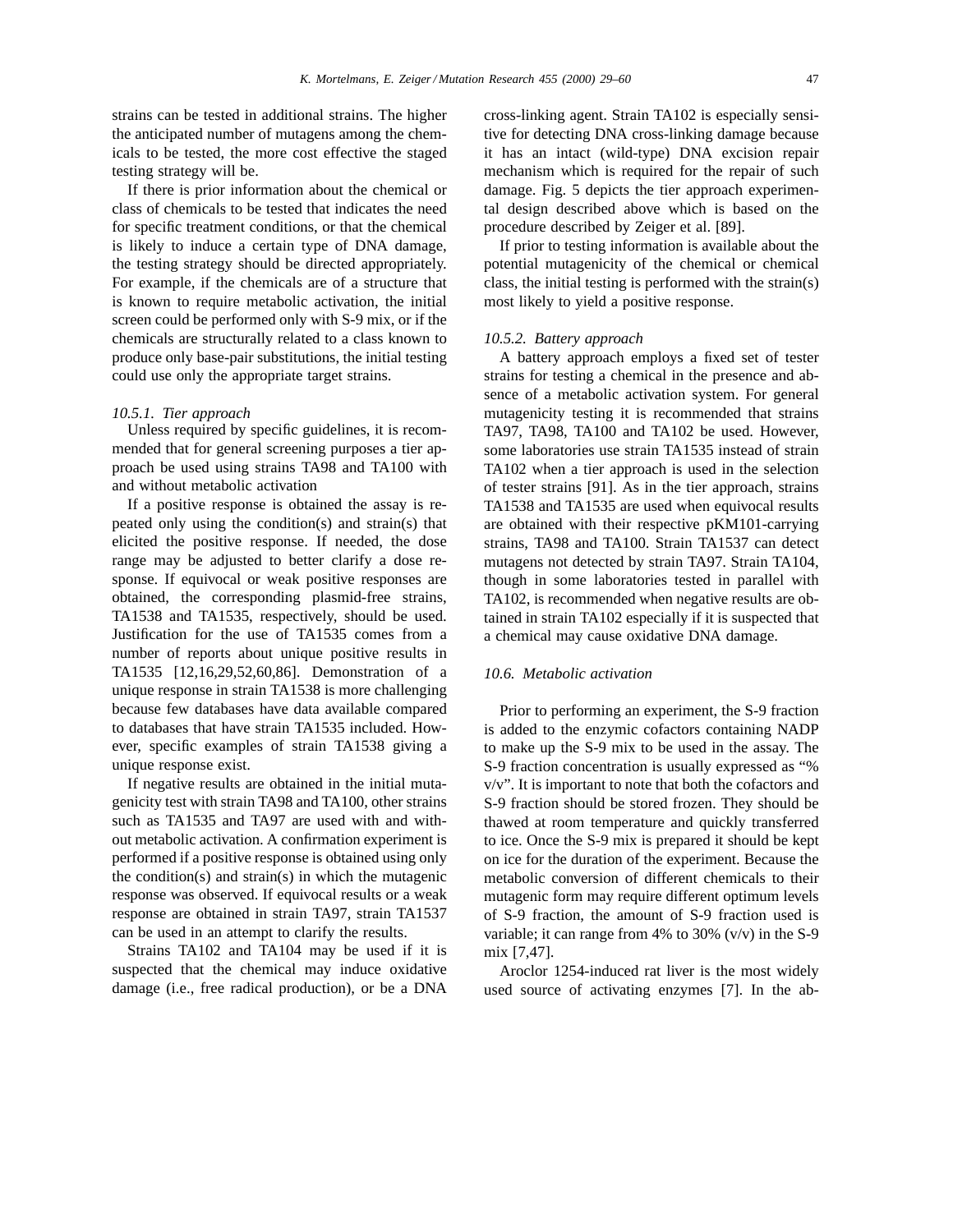strains can be tested in additional strains. The higher the anticipated number of mutagens among the chemicals to be tested, the more cost effective the staged testing strategy will be.

If there is prior information about the chemical or class of chemicals to be tested that indicates the need for specific treatment conditions, or that the chemical is likely to induce a certain type of DNA damage, the testing strategy should be directed appropriately. For example, if the chemicals are of a structure that is known to require metabolic activation, the initial screen could be performed only with S-9 mix, or if the chemicals are structurally related to a class known to produce only base-pair substitutions, the initial testing could use only the appropriate target strains.

*10.5.1. Tier approach*

Unless required by specific guidelines, it is recommended that for general screening purposes a tier approach be used using strains TA98 and TA100 with and without metabolic activation

If a positive response is obtained the assay is repeated only using the condition(s) and strain(s) that elicited the positive response. If needed, the dose range may be adjusted to better clarify a dose response. If equivocal or weak positive responses are obtained, the corresponding plasmid-free strains, TA1538 and TA1535, respectively, should be used. Justification for the use of TA1535 comes from a number of reports about unique positive results in TA1535 [12,16,29,52,60,86]. Demonstration of a unique response in strain TA1538 is more challenging because few databases have data available compared to databases that have strain TA1535 included. However, specific examples of strain TA1538 giving a unique response exist.

If negative results are obtained in the initial mutagenicity test with strain TA98 and TA100, other strains such as TA1535 and TA97 are used with and without metabolic activation. A confirmation experiment is performed if a positive response is obtained using only the condition(s) and strain(s) in which the mutagenic response was observed. If equivocal results or a weak response are obtained in strain TA97, strain TA1537 can be used in an attempt to clarify the results.

Strains TA102 and TA104 may be used if it is suspected that the chemical may induce oxidative damage (i.e., free radical production), or be a DNA cross-linking agent. Strain TA102 is especially sensitive for detecting DNA cross-linking damage because it has an intact (wild-type) DNA excision repair mechanism which is required for the repair of such damage. Fig. 5 depicts the tier approach experimental design described above which is based on the procedure described by Zeiger et al. [89].

If prior to testing information is available about the potential mutagenicity of the chemical or chemical class, the initial testing is performed with the strain(s) most likely to yield a positive response.

*10.5.2. Battery approach*

A battery approach employs a fixed set of tester strains for testing a chemical in the presence and absence of a metabolic activation system. For general mutagenicity testing it is recommended that strains TA97, TA98, TA100 and TA102 be used. However, some laboratories use strain TA1535 instead of strain TA102 when a tier approach is used in the selection of tester strains [91]. As in the tier approach, strains TA1538 and TA1535 are used when equivocal results are obtained with their respective pKM101-carrying strains, TA98 and TA100. Strain TA1537 can detect mutagens not detected by strain TA97. Strain TA104, though in some laboratories tested in parallel with TA102, is recommended when negative results are obtained in strain TA102 especially if it is suspected that a chemical may cause oxidative DNA damage.

### 10.6. Metabolic activation

Prior to performing an experiment, the S-9 fraction is added to the enzymic cofactors containing NADP to make up the S-9 mix to be used in the assay. The S-9 fraction concentration is usually expressed as "% v/v". It is important to note that both the cofactors and S-9 fraction should be stored frozen. They should be thawed at room temperature and quickly transferred to ice. Once the S-9 mix is prepared it should be kept on ice for the duration of the experiment. Because the metabolic conversion of different chemicals to their mutagenic form may require different optimum levels of S-9 fraction, the amount of S-9 fraction used is variable; it can range from 4% to 30% (v/v) in the S-9 mix [7,47].

Aroclor 1254-induced rat liver is the most widely used source of activating enzymes [7]. In the ab-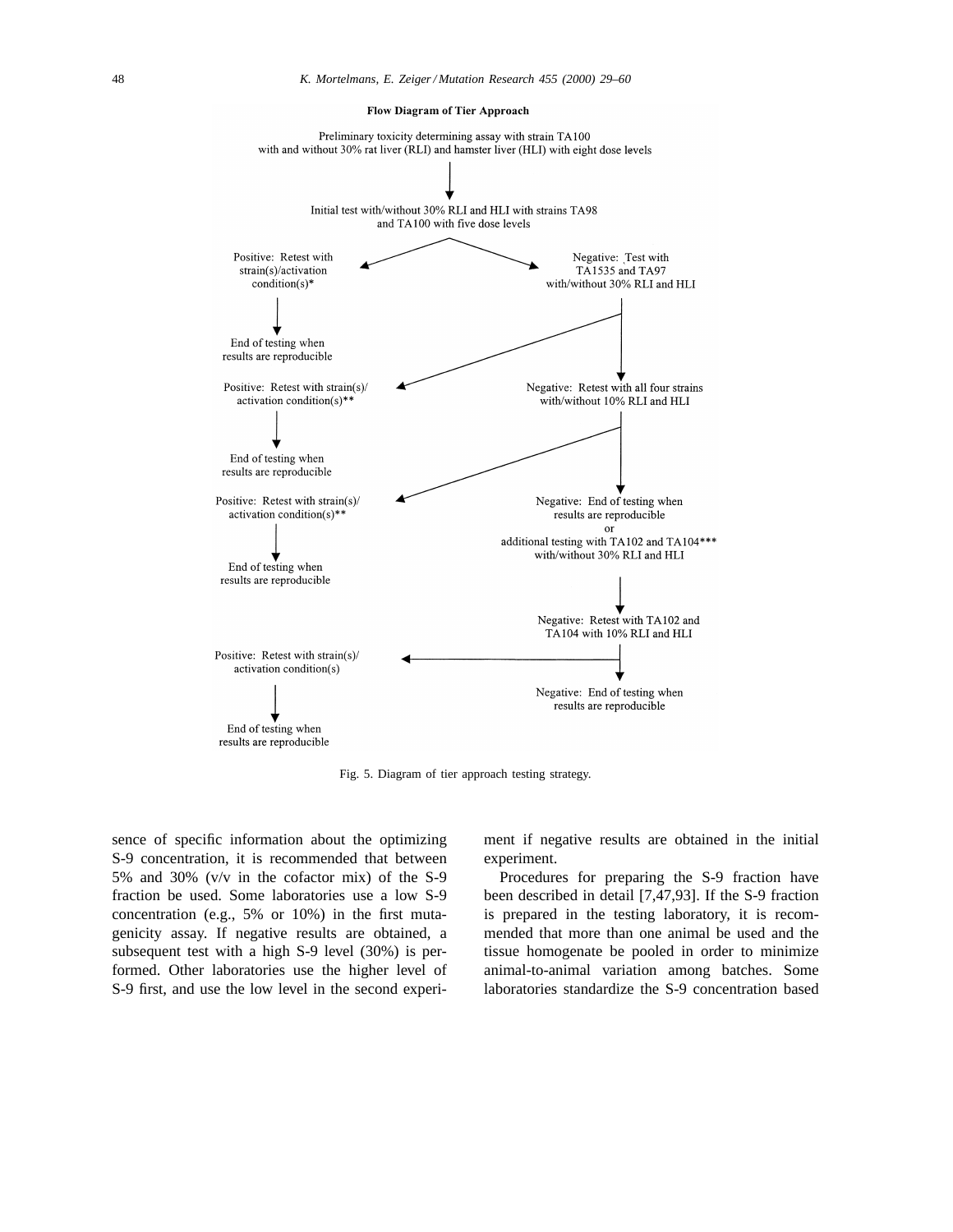**Flow Diagram of Tier Approach**

Preliminary toxicity determining assay with strain TA100 with and without 30% rat liver (RLI) and hamster liver (HLI) with eight dose levels

↓

Initial test with/without 30% RLI and HLI with strains TA98 and TA100 with five dose levels

- Positive: Retest with strain(s)/activation condition(s)*
  - ↓ End of testing when results are reproducible
- Negative: Test with TA1535 and TA97 with/without 30% RLI and HLI
  - Positive: Retest with strain(s)/activation condition(s)**
    - ↓ End of testing when results are reproducible
  - Negative: Retest with all four strains with/without 10% RLI and HLI
    - Positive: Retest with strain(s)/activation condition(s)**
      - ↓ End of testing when results are reproducible
    - Negative: End of testing when results are reproducible or additional testing with TA102 and TA104*** with/without 30% RLI and HLI
      - ↓ Negative: Retest with TA102 and TA104 with 10% RLI and HLI
        - Positive: Retest with strain(s)/activation condition(s)
          - ↓ End of testing when results are reproducible
        - Negative: End of testing when results are reproducible

Fig. 5. Diagram of tier approach testing strategy.

sence of specific information about the optimizing S-9 concentration, it is recommended that between 5% and 30% (v/v in the cofactor mix) of the S-9 fraction be used. Some laboratories use a low S-9 concentration (e.g., 5% or 10%) in the first mutagenicity assay. If negative results are obtained, a subsequent test with a high S-9 level (30%) is performed. Other laboratories use the higher level of S-9 first, and use the low level in the second experiment if negative results are obtained in the initial experiment.

Procedures for preparing the S-9 fraction have been described in detail [7,47,93]. If the S-9 fraction is prepared in the testing laboratory, it is recommended that more than one animal be used and the tissue homogenate be pooled in order to minimize animal-to-animal variation among batches. Some laboratories standardize the S-9 concentration based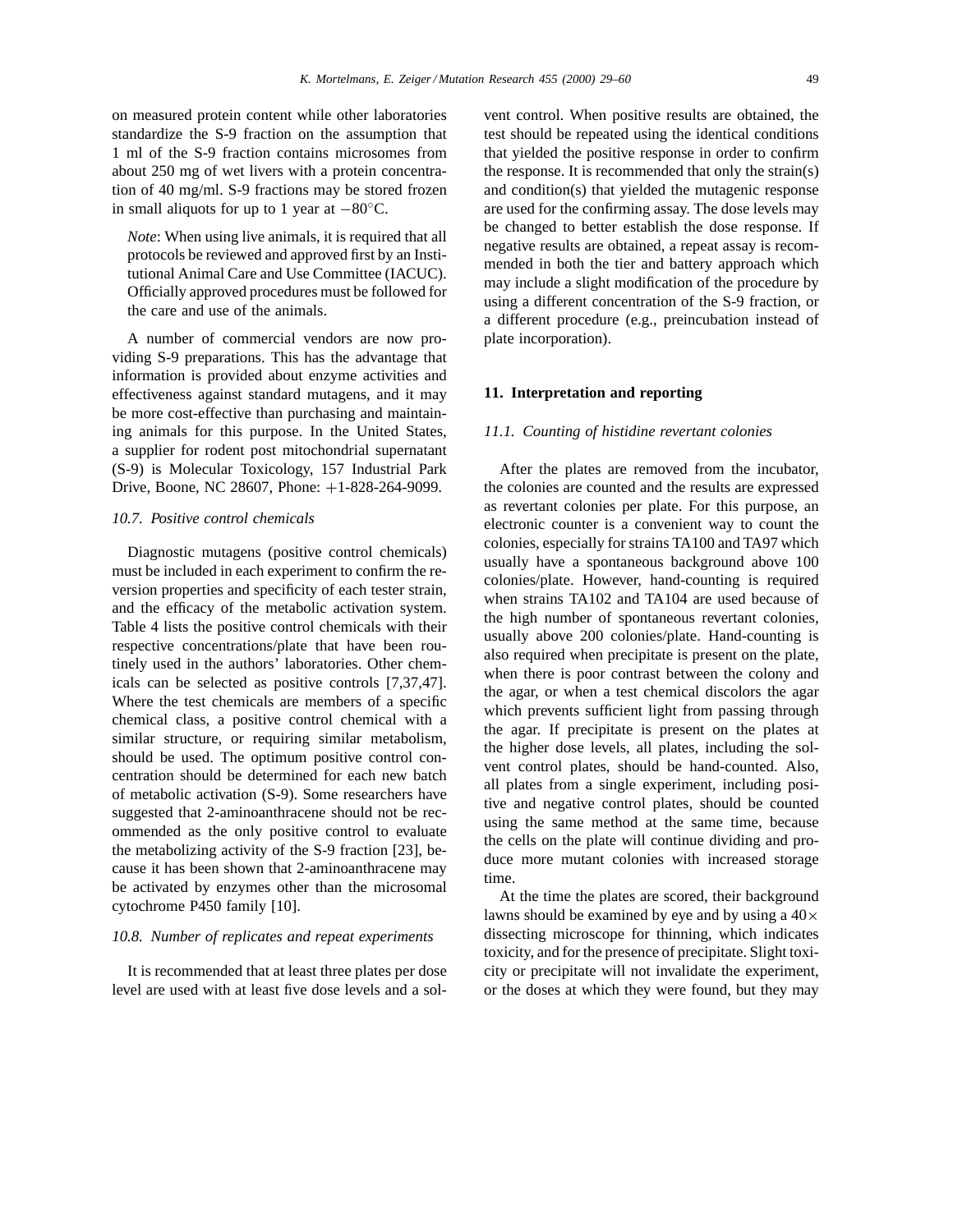on measured protein content while other laboratories standardize the S-9 fraction on the assumption that 1 ml of the S-9 fraction contains microsomes from about 250 mg of wet livers with a protein concentration of 40 mg/ml. S-9 fractions may be stored frozen in small aliquots for up to 1 year at −80°C.

> *Note*: When using live animals, it is required that all protocols be reviewed and approved first by an Institutional Animal Care and Use Committee (IACUC). Officially approved procedures must be followed for the care and use of the animals.

A number of commercial vendors are now providing S-9 preparations. This has the advantage that information is provided about enzyme activities and effectiveness against standard mutagens, and it may be more cost-effective than purchasing and maintaining animals for this purpose. In the United States, a supplier for rodent post mitochondrial supernatant (S-9) is Molecular Toxicology, 157 Industrial Park Drive, Boone, NC 28607, Phone: +1-828-264-9099.

### *10.7. Positive control chemicals*

Diagnostic mutagens (positive control chemicals) must be included in each experiment to confirm the reversion properties and specificity of each tester strain, and the efficacy of the metabolic activation system. Table 4 lists the positive control chemicals with their respective concentrations/plate that have been routinely used in the authors' laboratories. Other chemicals can be selected as positive controls [7,37,47]. Where the test chemicals are members of a specific chemical class, a positive control chemical with a similar structure, or requiring similar metabolism, should be used. The optimum positive control concentration should be determined for each new batch of metabolic activation (S-9). Some researchers have suggested that 2-aminoanthracene should not be recommended as the only positive control to evaluate the metabolizing activity of the S-9 fraction [23], because it has been shown that 2-aminoanthracene may be activated by enzymes other than the microsomal cytochrome P450 family [10].

### *10.8. Number of replicates and repeat experiments*

It is recommended that at least three plates per dose level are used with at least five dose levels and a solvent control. When positive results are obtained, the test should be repeated using the identical conditions that yielded the positive response in order to confirm the response. It is recommended that only the strain(s) and condition(s) that yielded the mutagenic response are used for the confirming assay. The dose levels may be changed to better establish the dose response. If negative results are obtained, a repeat assay is recommended in both the tier and battery approach which may include a slight modification of the procedure by using a different concentration of the S-9 fraction, or a different procedure (e.g., preincubation instead of plate incorporation).

## **11. Interpretation and reporting**

### *11.1. Counting of histidine revertant colonies*

After the plates are removed from the incubator, the colonies are counted and the results are expressed as revertant colonies per plate. For this purpose, an electronic counter is a convenient way to count the colonies, especially for strains TA100 and TA97 which usually have a spontaneous background above 100 colonies/plate. However, hand-counting is required when strains TA102 and TA104 are used because of the high number of spontaneous revertant colonies, usually above 200 colonies/plate. Hand-counting is also required when precipitate is present on the plate, when there is poor contrast between the colony and the agar, or when a test chemical discolors the agar which prevents sufficient light from passing through the agar. If precipitate is present on the plates at the higher dose levels, all plates, including the solvent control plates, should be hand-counted. Also, all plates from a single experiment, including positive and negative control plates, should be counted using the same method at the same time, because the cells on the plate will continue dividing and produce more mutant colonies with increased storage time.

At the time the plates are scored, their background lawns should be examined by eye and by using a 40× dissecting microscope for thinning, which indicates toxicity, and for the presence of precipitate. Slight toxicity or precipitate will not invalidate the experiment, or the doses at which they were found, but they may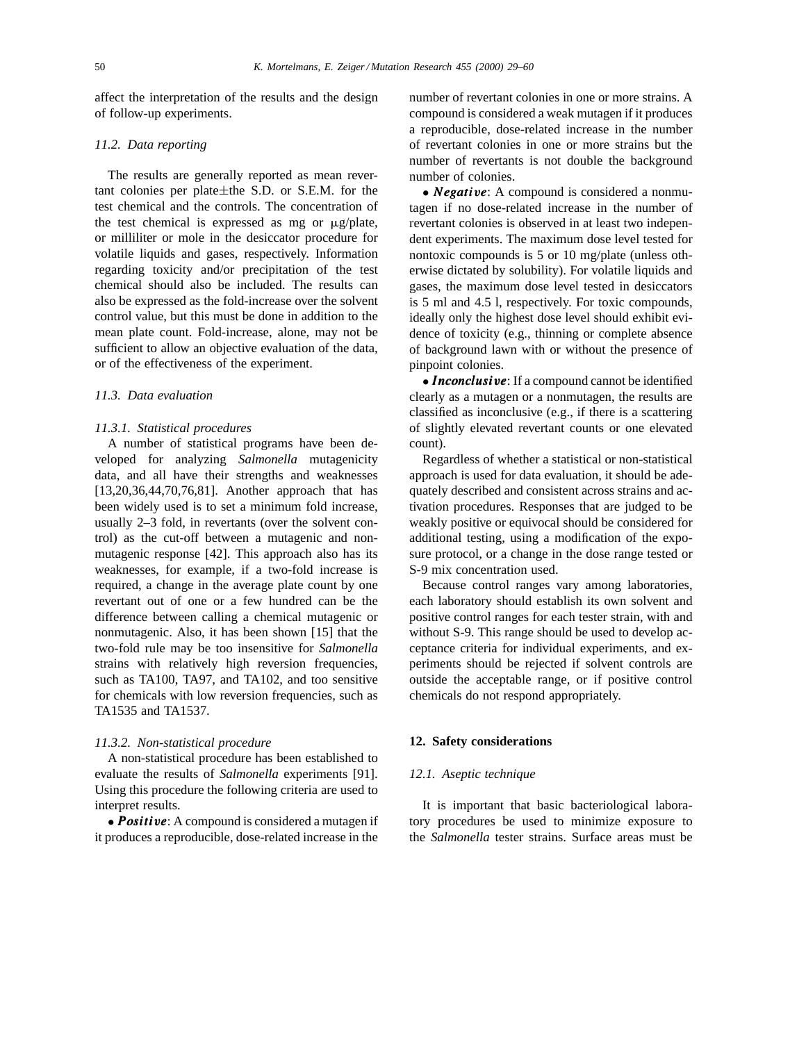affect the interpretation of the results and the design of follow-up experiments.

### 11.2. Data reporting

The results are generally reported as mean revertant colonies per plate±the S.D. or S.E.M. for the test chemical and the controls. The concentration of the test chemical is expressed as mg or μg/plate, or milliliter or mole in the desiccator procedure for volatile liquids and gases, respectively. Information regarding toxicity and/or precipitation of the test chemical should also be included. The results can also be expressed as the fold-increase over the solvent control value, but this must be done in addition to the mean plate count. Fold-increase, alone, may not be sufficient to allow an objective evaluation of the data, or of the effectiveness of the experiment.

### 11.3. Data evaluation

#### 11.3.1. Statistical procedures

A number of statistical programs have been developed for analyzing *Salmonella* mutagenicity data, and all have their strengths and weaknesses [13,20,36,44,70,76,81]. Another approach that has been widely used is to set a minimum fold increase, usually 2–3 fold, in revertants (over the solvent control) as the cut-off between a mutagenic and nonmutagenic response [42]. This approach also has its weaknesses, for example, if a two-fold increase is required, a change in the average plate count by one revertant out of one or a few hundred can be the difference between calling a chemical mutagenic or nonmutagenic. Also, it has been shown [15] that the two-fold rule may be too insensitive for *Salmonella* strains with relatively high reversion frequencies, such as TA100, TA97, and TA102, and too sensitive for chemicals with low reversion frequencies, such as TA1535 and TA1537.

#### 11.3.2. Non-statistical procedure

A non-statistical procedure has been established to evaluate the results of *Salmonella* experiments [91]. Using this procedure the following criteria are used to interpret results.

- ***Positive***: A compound is considered a mutagen if it produces a reproducible, dose-related increase in the number of revertant colonies in one or more strains. A compound is considered a weak mutagen if it produces a reproducible, dose-related increase in the number of revertant colonies in one or more strains but the number of revertants is not double the background number of colonies.
- ***Negative***: A compound is considered a nonmutagen if no dose-related increase in the number of revertant colonies is observed in at least two independent experiments. The maximum dose level tested for nontoxic compounds is 5 or 10 mg/plate (unless otherwise dictated by solubility). For volatile liquids and gases, the maximum dose level tested in desiccators is 5 ml and 4.5 l, respectively. For toxic compounds, ideally only the highest dose level should exhibit evidence of toxicity (e.g., thinning or complete absence of background lawn with or without the presence of pinpoint colonies.
- ***Inconclusive***: If a compound cannot be identified clearly as a mutagen or a nonmutagen, the results are classified as inconclusive (e.g., if there is a scattering of slightly elevated revertant counts or one elevated count).

Regardless of whether a statistical or non-statistical approach is used for data evaluation, it should be adequately described and consistent across strains and activation procedures. Responses that are judged to be weakly positive or equivocal should be considered for additional testing, using a modification of the exposure protocol, or a change in the dose range tested or S-9 mix concentration used.

Because control ranges vary among laboratories, each laboratory should establish its own solvent and positive control ranges for each tester strain, with and without S-9. This range should be used to develop acceptance criteria for individual experiments, and experiments should be rejected if solvent controls are outside the acceptable range, or if positive control chemicals do not respond appropriately.

## 12. Safety considerations

### 12.1. Aseptic technique

It is important that basic bacteriological laboratory procedures be used to minimize exposure to the *Salmonella* tester strains. Surface areas must be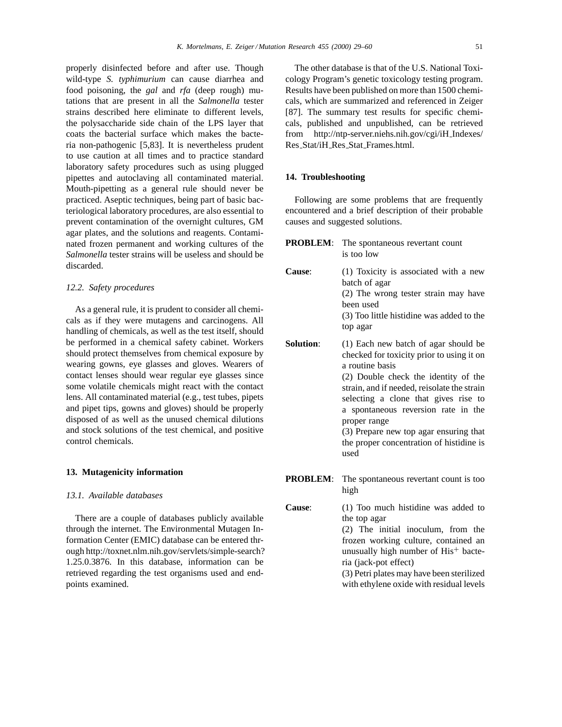properly disinfected before and after use. Though wild-type *S. typhimurium* can cause diarrhea and food poisoning, the *gal* and *rfa* (deep rough) mutations that are present in all the *Salmonella* tester strains described here eliminate to different levels, the polysaccharide side chain of the LPS layer that coats the bacterial surface which makes the bacteria non-pathogenic [5,83]. It is nevertheless prudent to use caution at all times and to practice standard laboratory safety procedures such as using plugged pipettes and autoclaving all contaminated material. Mouth-pipetting as a general rule should never be practiced. Aseptic techniques, being part of basic bacteriological laboratory procedures, are also essential to prevent contamination of the overnight cultures, GM agar plates, and the solutions and reagents. Contaminated frozen permanent and working cultures of the *Salmonella* tester strains will be useless and should be discarded.

### *12.2. Safety procedures*

As a general rule, it is prudent to consider all chemicals as if they were mutagens and carcinogens. All handling of chemicals, as well as the test itself, should be performed in a chemical safety cabinet. Workers should protect themselves from chemical exposure by wearing gowns, eye glasses and gloves. Wearers of contact lenses should wear regular eye glasses since some volatile chemicals might react with the contact lens. All contaminated material (e.g., test tubes, pipets and pipet tips, gowns and gloves) should be properly disposed of as well as the unused chemical dilutions and stock solutions of the test chemical, and positive control chemicals.

## 13. Mutagenicity information

### *13.1. Available databases*

There are a couple of databases publicly available through the internet. The Environmental Mutagen Information Center (EMIC) database can be entered through http://toxnet.nlm.nih.gov/servlets/simple-search?1.25.0.3876. In this database, information can be retrieved regarding the test organisms used and endpoints examined.

The other database is that of the U.S. National Toxicology Program's genetic toxicology testing program. Results have been published on more than 1500 chemicals, which are summarized and referenced in Zeiger [87]. The summary test results for specific chemicals, published and unpublished, can be retrieved from http://ntp-server.niehs.nih.gov/cgi/iH_Indexes/Res_Stat/iH_Res_Stat_Frames.html.

## 14. Troubleshooting

Following are some problems that are frequently encountered and a brief description of their probable causes and suggested solutions.

**PROBLEM**: The spontaneous revertant count is too low

**Cause**:
(1) Toxicity is associated with a new batch of agar
(2) The wrong tester strain may have been used
(3) Too little histidine was added to the top agar

**Solution**:
(1) Each new batch of agar should be checked for toxicity prior to using it on a routine basis
(2) Double check the identity of the strain, and if needed, reisolate the strain selecting a clone that gives rise to a spontaneous reversion rate in the proper range
(3) Prepare new top agar ensuring that the proper concentration of histidine is used

**PROBLEM**: The spontaneous revertant count is too high

**Cause**:
(1) Too much histidine was added to the top agar
(2) The initial inoculum, from the frozen working culture, contained an unusually high number of $His^{+}$ bacteria (jack-pot effect)
(3) Petri plates may have been sterilized with ethylene oxide with residual levels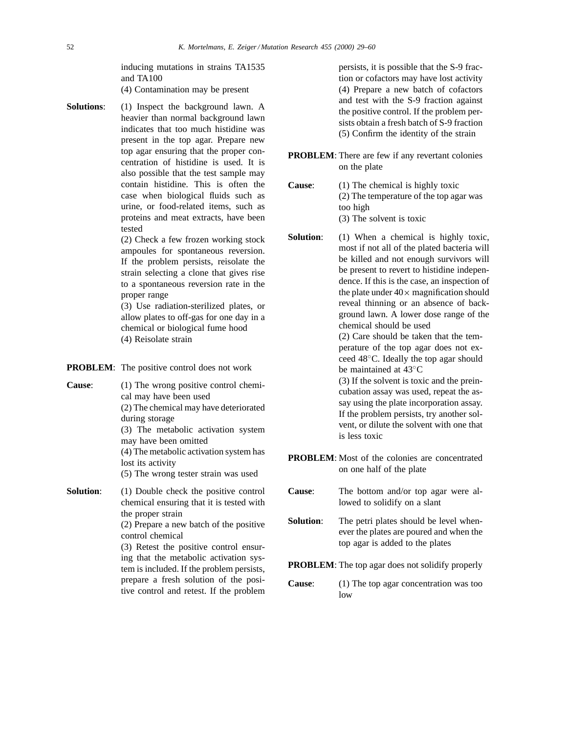inducing mutations in strains TA1535 and TA100
(4) Contamination may be present

**Solutions**: (1) Inspect the background lawn. A heavier than normal background lawn indicates that too much histidine was present in the top agar. Prepare new top agar ensuring that the proper concentration of histidine is used. It is also possible that the test sample may contain histidine. This is often the case when biological fluids such as urine, or food-related items, such as proteins and meat extracts, have been tested
(2) Check a few frozen working stock ampoules for spontaneous reversion. If the problem persists, reisolate the strain selecting a clone that gives rise to a spontaneous reversion rate in the proper range
(3) Use radiation-sterilized plates, or allow plates to off-gas for one day in a chemical or biological fume hood
(4) Reisolate strain

**PROBLEM**: The positive control does not work

**Cause**: (1) The wrong positive control chemical may have been used
(2) The chemical may have deteriorated during storage
(3) The metabolic activation system may have been omitted
(4) The metabolic activation system has lost its activity
(5) The wrong tester strain was used

**Solution**: (1) Double check the positive control chemical ensuring that it is tested with the proper strain
(2) Prepare a new batch of the positive control chemical
(3) Retest the positive control ensuring that the metabolic activation system is included. If the problem persists, prepare a fresh solution of the positive control and retest. If the problem persists, it is possible that the S-9 fraction or cofactors may have lost activity
(4) Prepare a new batch of cofactors and test with the S-9 fraction against the positive control. If the problem persists obtain a fresh batch of S-9 fraction
(5) Confirm the identity of the strain

**PROBLEM**: There are few if any revertant colonies on the plate

**Cause**: (1) The chemical is highly toxic
(2) The temperature of the top agar was too high
(3) The solvent is toxic

**Solution**: (1) When a chemical is highly toxic, most if not all of the plated bacteria will be killed and not enough survivors will be present to revert to histidine independence. If this is the case, an inspection of the plate under 40× magnification should reveal thinning or an absence of background lawn. A lower dose range of the chemical should be used
(2) Care should be taken that the temperature of the top agar does not exceed 48°C. Ideally the top agar should be maintained at 43°C
(3) If the solvent is toxic and the preincubation assay was used, repeat the assay using the plate incorporation assay. If the problem persists, try another solvent, or dilute the solvent with one that is less toxic

**PROBLEM**: Most of the colonies are concentrated on one half of the plate

**Cause**: The bottom and/or top agar were allowed to solidify on a slant

**Solution**: The petri plates should be level whenever the plates are poured and when the top agar is added to the plates

**PROBLEM**: The top agar does not solidify properly

**Cause**: (1) The top agar concentration was too low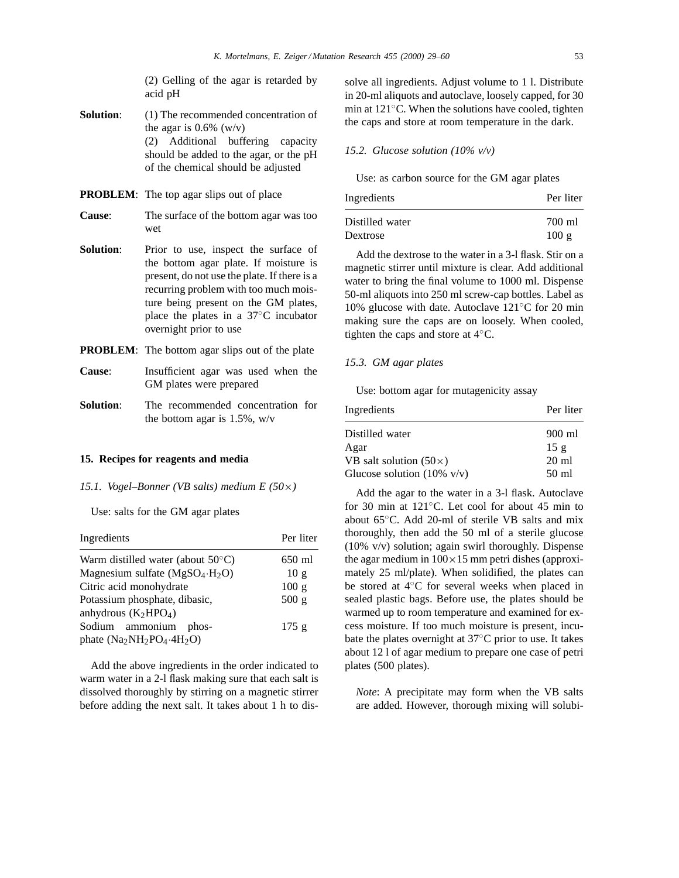(2) Gelling of the agar is retarded by acid pH

**Solution**: (1) The recommended concentration of the agar is 0.6% (w/v)
(2) Additional buffering capacity should be added to the agar, or the pH of the chemical should be adjusted

**PROBLEM**: The top agar slips out of place

**Cause**: The surface of the bottom agar was too wet

**Solution**: Prior to use, inspect the surface of the bottom agar plate. If moisture is present, do not use the plate. If there is a recurring problem with too much moisture being present on the GM plates, place the plates in a 37°C incubator overnight prior to use

**PROBLEM**: The bottom agar slips out of the plate

**Cause**: Insufficient agar was used when the GM plates were prepared

**Solution**: The recommended concentration for the bottom agar is 1.5%, w/v

## 15. Recipes for reagents and media

### *15.1. Vogel–Bonner (VB salts) medium E (50×)*

Use: salts for the GM agar plates

| Ingredients | Per liter |
|---|---|
| Warm distilled water (about 50°C) | 650 ml |
| Magnesium sulfate ($MgSO_4 \cdot H_2O$) | 10 g |
| Citric acid monohydrate | 100 g |
| Potassium phosphate, dibasic, anhydrous ($K_2HPO_4$) | 500 g |
| Sodium ammonium phosphate ($Na_2NH_2PO_4 \cdot 4H_2O$) | 175 g |

Add the above ingredients in the order indicated to warm water in a 2-l flask making sure that each salt is dissolved thoroughly by stirring on a magnetic stirrer before adding the next salt. It takes about 1 h to dissolve all ingredients. Adjust volume to 1 l. Distribute in 20-ml aliquots and autoclave, loosely capped, for 30 min at 121°C. When the solutions have cooled, tighten the caps and store at room temperature in the dark.

### *15.2. Glucose solution (10% v/v)*

Use: as carbon source for the GM agar plates

| Ingredients | Per liter |
|---|---|
| Distilled water | 700 ml |
| Dextrose | 100 g |

Add the dextrose to the water in a 3-l flask. Stir on a magnetic stirrer until mixture is clear. Add additional water to bring the final volume to 1000 ml. Dispense 50-ml aliquots into 250 ml screw-cap bottles. Label as 10% glucose with date. Autoclave 121°C for 20 min making sure the caps are on loosely. When cooled, tighten the caps and store at 4°C.

### *15.3. GM agar plates*

Use: bottom agar for mutagenicity assay

| Ingredients | Per liter |
|---|---|
| Distilled water | 900 ml |
| Agar | 15 g |
| VB salt solution (50×) | 20 ml |
| Glucose solution (10% v/v) | 50 ml |

Add the agar to the water in a 3-l flask. Autoclave for 30 min at 121°C. Let cool for about 45 min to about 65°C. Add 20-ml of sterile VB salts and mix thoroughly, then add the 50 ml of a sterile glucose (10% v/v) solution; again swirl thoroughly. Dispense the agar medium in 100×15 mm petri dishes (approximately 25 ml/plate). When solidified, the plates can be stored at 4°C for several weeks when placed in sealed plastic bags. Before use, the plates should be warmed up to room temperature and examined for excess moisture. If too much moisture is present, incubate the plates overnight at 37°C prior to use. It takes about 12 l of agar medium to prepare one case of petri plates (500 plates).

*Note*: A precipitate may form when the VB salts are added. However, thorough mixing will solubi-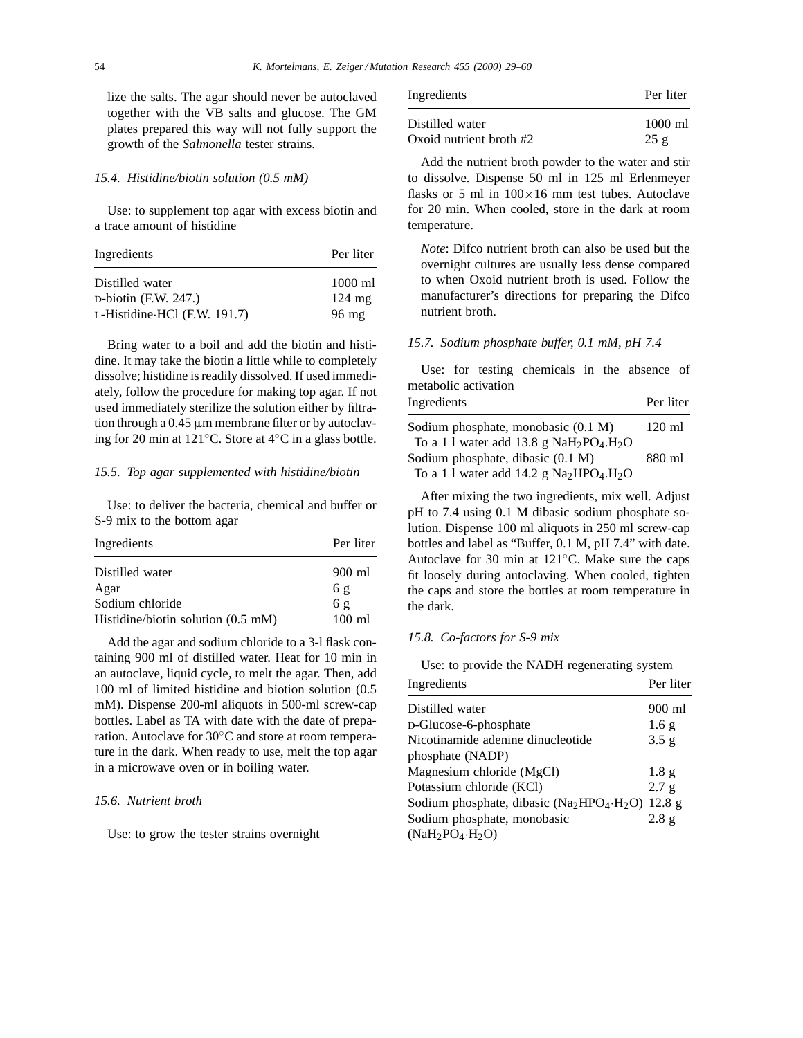lize the salts. The agar should never be autoclaved together with the VB salts and glucose. The GM plates prepared this way will not fully support the growth of the *Salmonella* tester strains.

### 15.4. Histidine/biotin solution (0.5 mM)

Use: to supplement top agar with excess biotin and a trace amount of histidine

| Ingredients | Per liter |
|---|---|
| Distilled water | 1000 ml |
| D-biotin (F.W. 247.) | 124 mg |
| L-Histidine·HCl (F.W. 191.7) | 96 mg |

Bring water to a boil and add the biotin and histidine. It may take the biotin a little while to completely dissolve; histidine is readily dissolved. If used immediately, follow the procedure for making top agar. If not used immediately sterilize the solution either by filtration through a 0.45 μm membrane filter or by autoclaving for 20 min at 121°C. Store at 4°C in a glass bottle.

### 15.5. Top agar supplemented with histidine/biotin

Use: to deliver the bacteria, chemical and buffer or S-9 mix to the bottom agar

| Ingredients | Per liter |
|---|---|
| Distilled water | 900 ml |
| Agar | 6 g |
| Sodium chloride | 6 g |
| Histidine/biotin solution (0.5 mM) | 100 ml |

Add the agar and sodium chloride to a 3-l flask containing 900 ml of distilled water. Heat for 10 min in an autoclave, liquid cycle, to melt the agar. Then, add 100 ml of limited histidine and biotion solution (0.5 mM). Dispense 200-ml aliquots in 500-ml screw-cap bottles. Label as TA with date with the date of preparation. Autoclave for 30°C and store at room temperature in the dark. When ready to use, melt the top agar in a microwave oven or in boiling water.

### 15.6. Nutrient broth

Use: to grow the tester strains overnight

| Ingredients | Per liter |
|---|---|
| Distilled water | 1000 ml |
| Oxoid nutrient broth #2 | 25 g |

Add the nutrient broth powder to the water and stir to dissolve. Dispense 50 ml in 125 ml Erlenmeyer flasks or 5 ml in 100×16 mm test tubes. Autoclave for 20 min. When cooled, store in the dark at room temperature.

*Note*: Difco nutrient broth can also be used but the overnight cultures are usually less dense compared to when Oxoid nutrient broth is used. Follow the manufacturer's directions for preparing the Difco nutrient broth.

### 15.7. Sodium phosphate buffer, 0.1 mM, pH 7.4

Use: for testing chemicals in the absence of metabolic activation

| Ingredients | Per liter |
|---|---|
| Sodium phosphate, monobasic (0.1 M) | 120 ml |
| To a 1 l water add 13.8 g $NaH_2PO_4.H_2O$ | |
| Sodium phosphate, dibasic (0.1 M) | 880 ml |
| To a 1 l water add 14.2 g $Na_2HPO_4.H_2O$ | |

After mixing the two ingredients, mix well. Adjust pH to 7.4 using 0.1 M dibasic sodium phosphate solution. Dispense 100 ml aliquots in 250 ml screw-cap bottles and label as "Buffer, 0.1 M, pH 7.4" with date. Autoclave for 30 min at 121°C. Make sure the caps fit loosely during autoclaving. When cooled, tighten the caps and store the bottles at room temperature in the dark.

### 15.8. Co-factors for S-9 mix

Use: to provide the NADH regenerating system

| Ingredients | Per liter |
|---|---|
| Distilled water | 900 ml |
| D-Glucose-6-phosphate | 1.6 g |
| Nicotinamide adenine dinucleotide phosphate (NADP) | 3.5 g |
| Magnesium chloride (MgCl) | 1.8 g |
| Potassium chloride (KCl) | 2.7 g |
| Sodium phosphate, dibasic ($Na_2HPO_4{\cdot}H_2O$) | 12.8 g |
| Sodium phosphate, monobasic ($NaH_2PO_4{\cdot}H_2O$) | 2.8 g |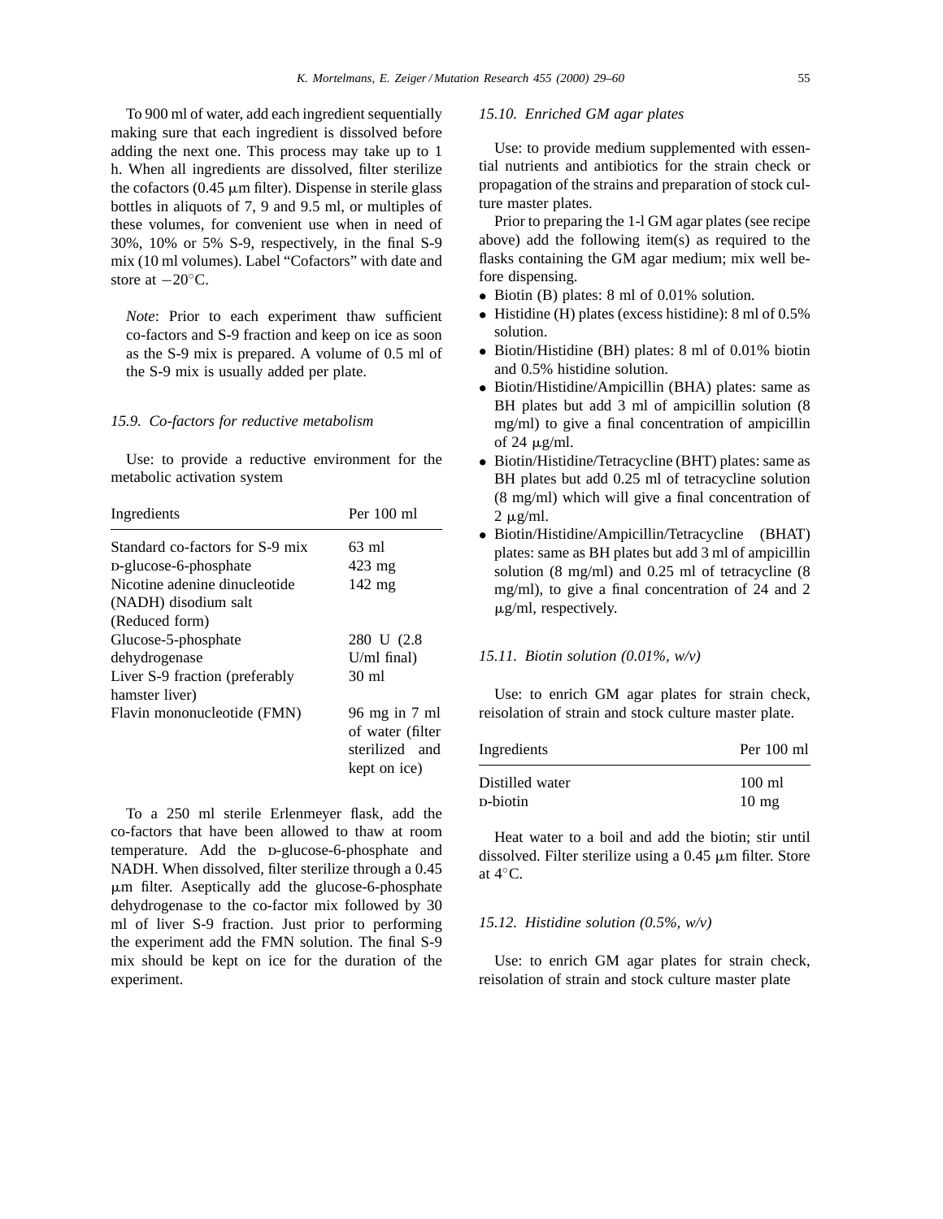To 900 ml of water, add each ingredient sequentially making sure that each ingredient is dissolved before adding the next one. This process may take up to 1 h. When all ingredients are dissolved, filter sterilize the cofactors (0.45 μm filter). Dispense in sterile glass bottles in aliquots of 7, 9 and 9.5 ml, or multiples of these volumes, for convenient use when in need of 30%, 10% or 5% S-9, respectively, in the final S-9 mix (10 ml volumes). Label "Cofactors" with date and store at −20°C.

*Note*: Prior to each experiment thaw sufficient co-factors and S-9 fraction and keep on ice as soon as the S-9 mix is prepared. A volume of 0.5 ml of the S-9 mix is usually added per plate.

### *15.9. Co-factors for reductive metabolism*

Use: to provide a reductive environment for the metabolic activation system

| Ingredients | Per 100 ml |
|---|---|
| Standard co-factors for S-9 mix | 63 ml |
| D-glucose-6-phosphate | 423 mg |
| Nicotine adenine dinucleotide (NADH) disodium salt (Reduced form) | 142 mg |
| Glucose-5-phosphate dehydrogenase | 280 U (2.8 U/ml final) |
| Liver S-9 fraction (preferably hamster liver) | 30 ml |
| Flavin mononucleotide (FMN) | 96 mg in 7 ml of water (filter sterilized and kept on ice) |

To a 250 ml sterile Erlenmeyer flask, add the co-factors that have been allowed to thaw at room temperature. Add the D-glucose-6-phosphate and NADH. When dissolved, filter sterilize through a 0.45 μm filter. Aseptically add the glucose-6-phosphate dehydrogenase to the co-factor mix followed by 30 ml of liver S-9 fraction. Just prior to performing the experiment add the FMN solution. The final S-9 mix should be kept on ice for the duration of the experiment.

### *15.10. Enriched GM agar plates*

Use: to provide medium supplemented with essential nutrients and antibiotics for the strain check or propagation of the strains and preparation of stock culture master plates.

Prior to preparing the 1-l GM agar plates (see recipe above) add the following item(s) as required to the flasks containing the GM agar medium; mix well before dispensing.

- Biotin (B) plates: 8 ml of 0.01% solution.
- Histidine (H) plates (excess histidine): 8 ml of 0.5% solution.
- Biotin/Histidine (BH) plates: 8 ml of 0.01% biotin and 0.5% histidine solution.
- Biotin/Histidine/Ampicillin (BHA) plates: same as BH plates but add 3 ml of ampicillin solution (8 mg/ml) to give a final concentration of ampicillin of 24 μg/ml.
- Biotin/Histidine/Tetracycline (BHT) plates: same as BH plates but add 0.25 ml of tetracycline solution (8 mg/ml) which will give a final concentration of 2 μg/ml.
- Biotin/Histidine/Ampicillin/Tetracycline (BHAT) plates: same as BH plates but add 3 ml of ampicillin solution (8 mg/ml) and 0.25 ml of tetracycline (8 mg/ml), to give a final concentration of 24 and 2 μg/ml, respectively.

### *15.11. Biotin solution (0.01%, w/v)*

Use: to enrich GM agar plates for strain check, reisolation of strain and stock culture master plate.

| Ingredients | Per 100 ml |
|---|---|
| Distilled water | 100 ml |
| D-biotin | 10 mg |

Heat water to a boil and add the biotin; stir until dissolved. Filter sterilize using a 0.45 μm filter. Store at 4°C.

### *15.12. Histidine solution (0.5%, w/v)*

Use: to enrich GM agar plates for strain check, reisolation of strain and stock culture master plate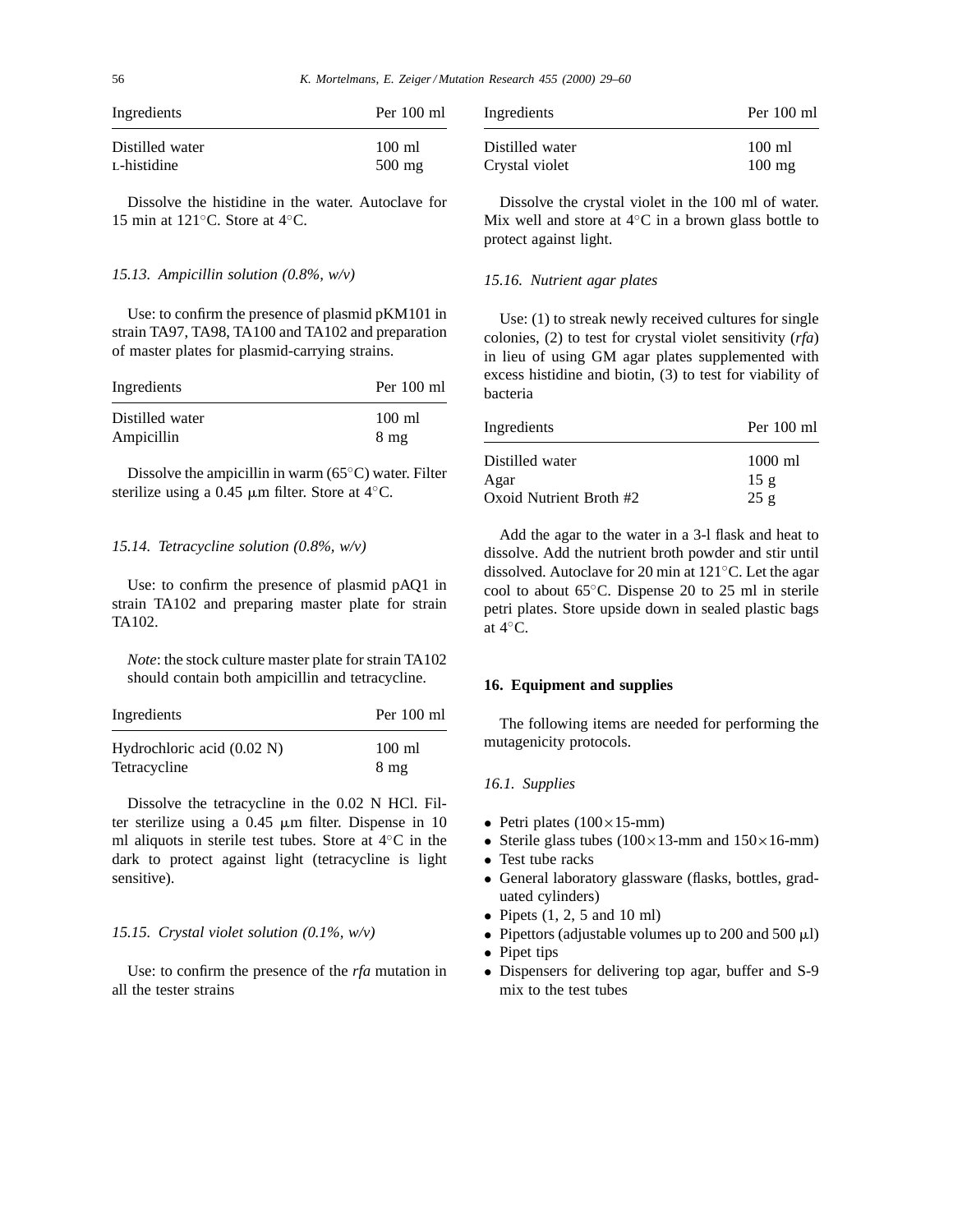| Ingredients | Per 100 ml |
|---|---|
| Distilled water | 100 ml |
| L-histidine | 500 mg |

Dissolve the histidine in the water. Autoclave for 15 min at 121°C. Store at 4°C.

### *15.13. Ampicillin solution (0.8%, w/v)*

Use: to confirm the presence of plasmid pKM101 in strain TA97, TA98, TA100 and TA102 and preparation of master plates for plasmid-carrying strains.

| Ingredients | Per 100 ml |
|---|---|
| Distilled water | 100 ml |
| Ampicillin | 8 mg |

Dissolve the ampicillin in warm (65°C) water. Filter sterilize using a 0.45 μm filter. Store at 4°C.

### *15.14. Tetracycline solution (0.8%, w/v)*

Use: to confirm the presence of plasmid pAQ1 in strain TA102 and preparing master plate for strain TA102.

*Note*: the stock culture master plate for strain TA102 should contain both ampicillin and tetracycline.

| Ingredients | Per 100 ml |
|---|---|
| Hydrochloric acid (0.02 N) | 100 ml |
| Tetracycline | 8 mg |

Dissolve the tetracycline in the 0.02 N HCl. Filter sterilize using a 0.45 μm filter. Dispense in 10 ml aliquots in sterile test tubes. Store at 4°C in the dark to protect against light (tetracycline is light sensitive).

### *15.15. Crystal violet solution (0.1%, w/v)*

Use: to confirm the presence of the *rfa* mutation in all the tester strains

| Ingredients | Per 100 ml |
|---|---|
| Distilled water | 100 ml |
| Crystal violet | 100 mg |

Dissolve the crystal violet in the 100 ml of water. Mix well and store at 4°C in a brown glass bottle to protect against light.

### *15.16. Nutrient agar plates*

Use: (1) to streak newly received cultures for single colonies, (2) to test for crystal violet sensitivity (*rfa*) in lieu of using GM agar plates supplemented with excess histidine and biotin, (3) to test for viability of bacteria

| Ingredients | Per 100 ml |
|---|---|
| Distilled water | 1000 ml |
| Agar | 15 g |
| Oxoid Nutrient Broth #2 | 25 g |

Add the agar to the water in a 3-l flask and heat to dissolve. Add the nutrient broth powder and stir until dissolved. Autoclave for 20 min at 121°C. Let the agar cool to about 65°C. Dispense 20 to 25 ml in sterile petri plates. Store upside down in sealed plastic bags at 4°C.

## 16. Equipment and supplies

The following items are needed for performing the mutagenicity protocols.

### *16.1. Supplies*

- Petri plates (100×15-mm)
- Sterile glass tubes (100×13-mm and 150×16-mm)
- Test tube racks
- General laboratory glassware (flasks, bottles, graduated cylinders)
- Pipets (1, 2, 5 and 10 ml)
- Pipettors (adjustable volumes up to 200 and 500 μl)
- Pipet tips
- Dispensers for delivering top agar, buffer and S-9 mix to the test tubes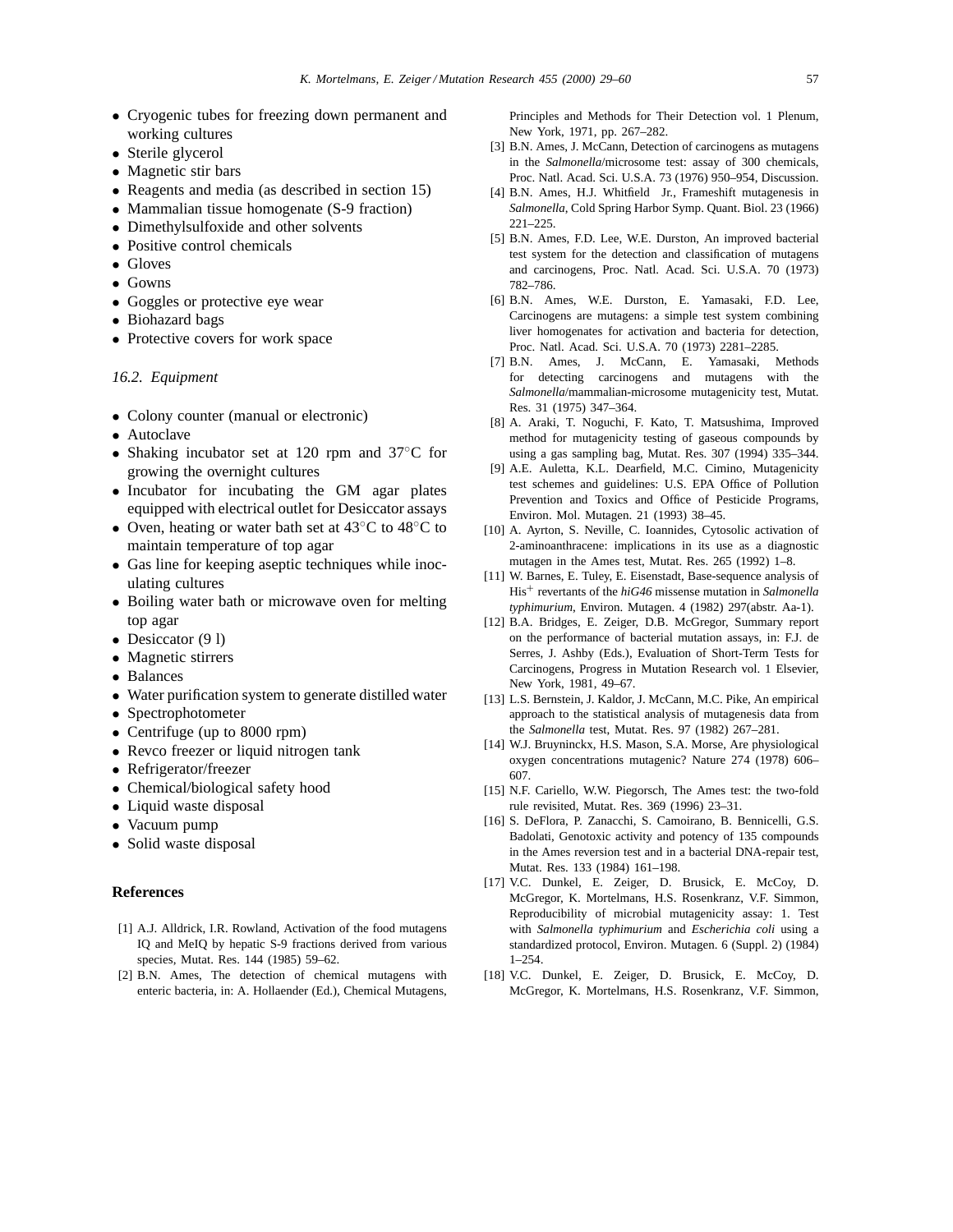- Cryogenic tubes for freezing down permanent and working cultures
- Sterile glycerol
- Magnetic stir bars
- Reagents and media (as described in section 15)
- Mammalian tissue homogenate (S-9 fraction)
- Dimethylsulfoxide and other solvents
- Positive control chemicals
- Gloves
- Gowns
- Goggles or protective eye wear
- Biohazard bags
- Protective covers for work space

### *16.2. Equipment*

- Colony counter (manual or electronic)
- Autoclave
- Shaking incubator set at 120 rpm and 37°C for growing the overnight cultures
- Incubator for incubating the GM agar plates equipped with electrical outlet for Desiccator assays
- Oven, heating or water bath set at 43°C to 48°C to maintain temperature of top agar
- Gas line for keeping aseptic techniques while inoculating cultures
- Boiling water bath or microwave oven for melting top agar
- Desiccator (9 l)
- Magnetic stirrers
- Balances
- Water purification system to generate distilled water
- Spectrophotometer
- Centrifuge (up to 8000 rpm)
- Revco freezer or liquid nitrogen tank
- Refrigerator/freezer
- Chemical/biological safety hood
- Liquid waste disposal
- Vacuum pump
- Solid waste disposal

## References

[1] A.J. Alldrick, I.R. Rowland, Activation of the food mutagens IQ and MeIQ by hepatic S-9 fractions derived from various species, Mutat. Res. 144 (1985) 59–62.

[2] B.N. Ames, The detection of chemical mutagens with enteric bacteria, in: A. Hollaender (Ed.), Chemical Mutagens, Principles and Methods for Their Detection vol. 1 Plenum, New York, 1971, pp. 267–282.

[3] B.N. Ames, J. McCann, Detection of carcinogens as mutagens in the *Salmonella*/microsome test: assay of 300 chemicals, Proc. Natl. Acad. Sci. U.S.A. 73 (1976) 950–954, Discussion.

[4] B.N. Ames, H.J. Whitfield Jr., Frameshift mutagenesis in *Salmonella*, Cold Spring Harbor Symp. Quant. Biol. 23 (1966) 221–225.

[5] B.N. Ames, F.D. Lee, W.E. Durston, An improved bacterial test system for the detection and classification of mutagens and carcinogens, Proc. Natl. Acad. Sci. U.S.A. 70 (1973) 782–786.

[6] B.N. Ames, W.E. Durston, E. Yamasaki, F.D. Lee, Carcinogens are mutagens: a simple test system combining liver homogenates for activation and bacteria for detection, Proc. Natl. Acad. Sci. U.S.A. 70 (1973) 2281–2285.

[7] B.N. Ames, J. McCann, E. Yamasaki, Methods for detecting carcinogens and mutagens with the *Salmonella*/mammalian-microsome mutagenicity test, Mutat. Res. 31 (1975) 347–364.

[8] A. Araki, T. Noguchi, F. Kato, T. Matsushima, Improved method for mutagenicity testing of gaseous compounds by using a gas sampling bag, Mutat. Res. 307 (1994) 335–344.

[9] A.E. Auletta, K.L. Dearfield, M.C. Cimino, Mutagenicity test schemes and guidelines: U.S. EPA Office of Pollution Prevention and Toxics and Office of Pesticide Programs, Environ. Mol. Mutagen. 21 (1993) 38–45.

[10] A. Ayrton, S. Neville, C. Ioannides, Cytosolic activation of 2-aminoanthracene: implications in its use as a diagnostic mutagen in the Ames test, Mutat. Res. 265 (1992) 1–8.

[11] W. Barnes, E. Tuley, E. Eisenstadt, Base-sequence analysis of $His^+$ revertants of the *hiG46* missense mutation in *Salmonella typhimurium*, Environ. Mutagen. 4 (1982) 297(abstr. Aa-1).

[12] B.A. Bridges, E. Zeiger, D.B. McGregor, Summary report on the performance of bacterial mutation assays, in: F.J. de Serres, J. Ashby (Eds.), Evaluation of Short-Term Tests for Carcinogens, Progress in Mutation Research vol. 1 Elsevier, New York, 1981, 49–67.

[13] L.S. Bernstein, J. Kaldor, J. McCann, M.C. Pike, An empirical approach to the statistical analysis of mutagenesis data from the *Salmonella* test, Mutat. Res. 97 (1982) 267–281.

[14] W.J. Bruyninckx, H.S. Mason, S.A. Morse, Are physiological oxygen concentrations mutagenic? Nature 274 (1978) 606–607.

[15] N.F. Cariello, W.W. Piegorsch, The Ames test: the two-fold rule revisited, Mutat. Res. 369 (1996) 23–31.

[16] S. DeFlora, P. Zanacchi, S. Camoirano, B. Bennicelli, G.S. Badolati, Genotoxic activity and potency of 135 compounds in the Ames reversion test and in a bacterial DNA-repair test, Mutat. Res. 133 (1984) 161–198.

[17] V.C. Dunkel, E. Zeiger, D. Brusick, E. McCoy, D. McGregor, K. Mortelmans, H.S. Rosenkranz, V.F. Simmon, Reproducibility of microbial mutagenicity assay: 1. Test with *Salmonella typhimurium* and *Escherichia coli* using a standardized protocol, Environ. Mutagen. 6 (Suppl. 2) (1984) 1–254.

[18] V.C. Dunkel, E. Zeiger, D. Brusick, E. McCoy, D. McGregor, K. Mortelmans, H.S. Rosenkranz, V.F. Simmon,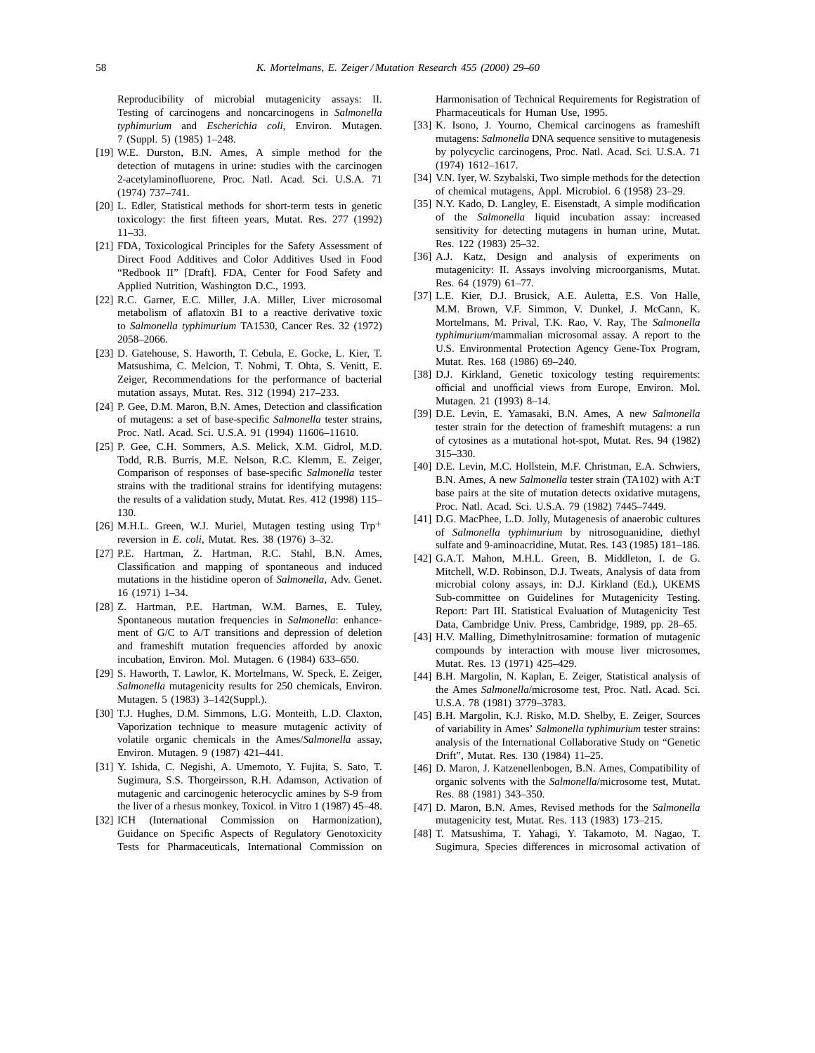Reproducibility of microbial mutagenicity assays: II. Testing of carcinogens and noncarcinogens in *Salmonella typhimurium* and *Escherichia coli*, Environ. Mutagen. 7 (Suppl. 5) (1985) 1–248.

[19] W.E. Durston, B.N. Ames, A simple method for the detection of mutagens in urine: studies with the carcinogen 2-acetylaminofluorene, Proc. Natl. Acad. Sci. U.S.A. 71 (1974) 737–741.

[20] L. Edler, Statistical methods for short-term tests in genetic toxicology: the first fifteen years, Mutat. Res. 277 (1992) 11–33.

[21] FDA, Toxicological Principles for the Safety Assessment of Direct Food Additives and Color Additives Used in Food "Redbook II" [Draft]. FDA, Center for Food Safety and Applied Nutrition, Washington D.C., 1993.

[22] R.C. Garner, E.C. Miller, J.A. Miller, Liver microsomal metabolism of aflatoxin B1 to a reactive derivative toxic to *Salmonella typhimurium* TA1530, Cancer Res. 32 (1972) 2058–2066.

[23] D. Gatehouse, S. Haworth, T. Cebula, E. Gocke, L. Kier, T. Matsushima, C. Melcion, T. Nohmi, T. Ohta, S. Venitt, E. Zeiger, Recommendations for the performance of bacterial mutation assays, Mutat. Res. 312 (1994) 217–233.

[24] P. Gee, D.M. Maron, B.N. Ames, Detection and classification of mutagens: a set of base-specific *Salmonella* tester strains, Proc. Natl. Acad. Sci. U.S.A. 91 (1994) 11606–11610.

[25] P. Gee, C.H. Sommers, A.S. Melick, X.M. Gidrol, M.D. Todd, R.B. Burris, M.E. Nelson, R.C. Klemm, E. Zeiger, Comparison of responses of base-specific *Salmonella* tester strains with the traditional strains for identifying mutagens: the results of a validation study, Mutat. Res. 412 (1998) 115–130.

[26] M.H.L. Green, W.J. Muriel, Mutagen testing using $Trp^{+}$ reversion in *E. coli*, Mutat. Res. 38 (1976) 3–32.

[27] P.E. Hartman, Z. Hartman, R.C. Stahl, B.N. Ames, Classification and mapping of spontaneous and induced mutations in the histidine operon of *Salmonella*, Adv. Genet. 16 (1971) 1–34.

[28] Z. Hartman, P.E. Hartman, W.M. Barnes, E. Tuley, Spontaneous mutation frequencies in *Salmonella*: enhancement of G/C to A/T transitions and depression of deletion and frameshift mutation frequencies afforded by anoxic incubation, Environ. Mol. Mutagen. 6 (1984) 633–650.

[29] S. Haworth, T. Lawlor, K. Mortelmans, W. Speck, E. Zeiger, *Salmonella* mutagenicity results for 250 chemicals, Environ. Mutagen. 5 (1983) 3–142(Suppl.).

[30] T.J. Hughes, D.M. Simmons, L.G. Monteith, L.D. Claxton, Vaporization technique to measure mutagenic activity of volatile organic chemicals in the Ames/*Salmonella* assay, Environ. Mutagen. 9 (1987) 421–441.

[31] Y. Ishida, C. Negishi, A. Umemoto, Y. Fujita, S. Sato, T. Sugimura, S.S. Thorgeirsson, R.H. Adamson, Activation of mutagenic and carcinogenic heterocyclic amines by S-9 from the liver of a rhesus monkey, Toxicol. in Vitro 1 (1987) 45–48.

[32] ICH (International Commission on Harmonization), Guidance on Specific Aspects of Regulatory Genotoxicity Tests for Pharmaceuticals, International Commission on Harmonisation of Technical Requirements for Registration of Pharmaceuticals for Human Use, 1995.

[33] K. Isono, J. Yourno, Chemical carcinogens as frameshift mutagens: *Salmonella* DNA sequence sensitive to mutagenesis by polycyclic carcinogens, Proc. Natl. Acad. Sci. U.S.A. 71 (1974) 1612–1617.

[34] V.N. Iyer, W. Szybalski, Two simple methods for the detection of chemical mutagens, Appl. Microbiol. 6 (1958) 23–29.

[35] N.Y. Kado, D. Langley, E. Eisenstadt, A simple modification of the *Salmonella* liquid incubation assay: increased sensitivity for detecting mutagens in human urine, Mutat. Res. 122 (1983) 25–32.

[36] A.J. Katz, Design and analysis of experiments on mutagenicity: II. Assays involving microorganisms, Mutat. Res. 64 (1979) 61–77.

[37] L.E. Kier, D.J. Brusick, A.E. Auletta, E.S. Von Halle, M.M. Brown, V.F. Simmon, V. Dunkel, J. McCann, K. Mortelmans, M. Prival, T.K. Rao, V. Ray, The *Salmonella typhimurium*/mammalian microsomal assay. A report to the U.S. Environmental Protection Agency Gene-Tox Program, Mutat. Res. 168 (1986) 69–240.

[38] D.J. Kirkland, Genetic toxicology testing requirements: official and unofficial views from Europe, Environ. Mol. Mutagen. 21 (1993) 8–14.

[39] D.E. Levin, E. Yamasaki, B.N. Ames, A new *Salmonella* tester strain for the detection of frameshift mutagens: a run of cytosines as a mutational hot-spot, Mutat. Res. 94 (1982) 315–330.

[40] D.E. Levin, M.C. Hollstein, M.F. Christman, E.A. Schwiers, B.N. Ames, A new *Salmonella* tester strain (TA102) with A:T base pairs at the site of mutation detects oxidative mutagens, Proc. Natl. Acad. Sci. U.S.A. 79 (1982) 7445–7449.

[41] D.G. MacPhee, L.D. Jolly, Mutagenesis of anaerobic cultures of *Salmonella typhimurium* by nitrosoguanidine, diethyl sulfate and 9-aminoacridine, Mutat. Res. 143 (1985) 181–186.

[42] G.A.T. Mahon, M.H.L. Green, B. Middleton, I. de G. Mitchell, W.D. Robinson, D.J. Tweats, Analysis of data from microbial colony assays, in: D.J. Kirkland (Ed.), UKEMS Sub-committee on Guidelines for Mutagenicity Testing. Report: Part III. Statistical Evaluation of Mutagenicity Test Data, Cambridge Univ. Press, Cambridge, 1989, pp. 28–65.

[43] H.V. Malling, Dimethylnitrosamine: formation of mutagenic compounds by interaction with mouse liver microsomes, Mutat. Res. 13 (1971) 425–429.

[44] B.H. Margolin, N. Kaplan, E. Zeiger, Statistical analysis of the Ames *Salmonella*/microsome test, Proc. Natl. Acad. Sci. U.S.A. 78 (1981) 3779–3783.

[45] B.H. Margolin, K.J. Risko, M.D. Shelby, E. Zeiger, Sources of variability in Ames' *Salmonella typhimurium* tester strains: analysis of the International Collaborative Study on "Genetic Drift", Mutat. Res. 130 (1984) 11–25.

[46] D. Maron, J. Katzenellenbogen, B.N. Ames, Compatibility of organic solvents with the *Salmonella*/microsome test, Mutat. Res. 88 (1981) 343–350.

[47] D. Maron, B.N. Ames, Revised methods for the *Salmonella* mutagenicity test, Mutat. Res. 113 (1983) 173–215.

[48] T. Matsushima, T. Yahagi, Y. Takamoto, M. Nagao, T. Sugimura, Species differences in microsomal activation of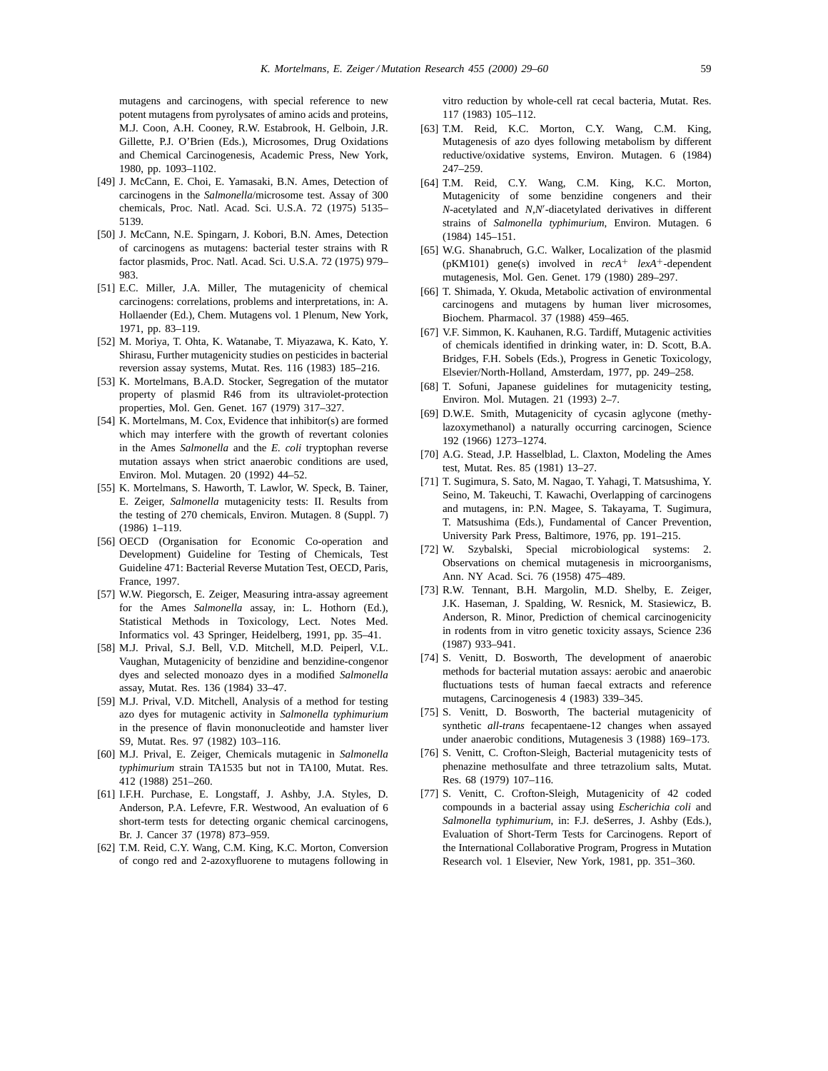mutagens and carcinogens, with special reference to new potent mutagens from pyrolysates of amino acids and proteins, M.J. Coon, A.H. Cooney, R.W. Estabrook, H. Gelboin, J.R. Gillette, P.J. O'Brien (Eds.), Microsomes, Drug Oxidations and Chemical Carcinogenesis, Academic Press, New York, 1980, pp. 1093–1102.

[49] J. McCann, E. Choi, E. Yamasaki, B.N. Ames, Detection of carcinogens in the *Salmonella*/microsome test. Assay of 300 chemicals, Proc. Natl. Acad. Sci. U.S.A. 72 (1975) 5135–5139.

[50] J. McCann, N.E. Spingarn, J. Kobori, B.N. Ames, Detection of carcinogens as mutagens: bacterial tester strains with R factor plasmids, Proc. Natl. Acad. Sci. U.S.A. 72 (1975) 979–983.

[51] E.C. Miller, J.A. Miller, The mutagenicity of chemical carcinogens: correlations, problems and interpretations, in: A. Hollaender (Ed.), Chem. Mutagens vol. 1 Plenum, New York, 1971, pp. 83–119.

[52] M. Moriya, T. Ohta, K. Watanabe, T. Miyazawa, K. Kato, Y. Shirasu, Further mutagenicity studies on pesticides in bacterial reversion assay systems, Mutat. Res. 116 (1983) 185–216.

[53] K. Mortelmans, B.A.D. Stocker, Segregation of the mutator property of plasmid R46 from its ultraviolet-protection properties, Mol. Gen. Genet. 167 (1979) 317–327.

[54] K. Mortelmans, M. Cox, Evidence that inhibitor(s) are formed which may interfere with the growth of revertant colonies in the Ames *Salmonella* and the *E. coli* tryptophan reverse mutation assays when strict anaerobic conditions are used, Environ. Mol. Mutagen. 20 (1992) 44–52.

[55] K. Mortelmans, S. Haworth, T. Lawlor, W. Speck, B. Tainer, E. Zeiger, *Salmonella* mutagenicity tests: II. Results from the testing of 270 chemicals, Environ. Mutagen. 8 (Suppl. 7) (1986) 1–119.

[56] OECD (Organisation for Economic Co-operation and Development) Guideline for Testing of Chemicals, Test Guideline 471: Bacterial Reverse Mutation Test, OECD, Paris, France, 1997.

[57] W.W. Piegorsch, E. Zeiger, Measuring intra-assay agreement for the Ames *Salmonella* assay, in: L. Hothorn (Ed.), Statistical Methods in Toxicology, Lect. Notes Med. Informatics vol. 43 Springer, Heidelberg, 1991, pp. 35–41.

[58] M.J. Prival, S.J. Bell, V.D. Mitchell, M.D. Peiperl, V.L. Vaughan, Mutagenicity of benzidine and benzidine-congenor dyes and selected monoazo dyes in a modified *Salmonella* assay, Mutat. Res. 136 (1984) 33–47.

[59] M.J. Prival, V.D. Mitchell, Analysis of a method for testing azo dyes for mutagenic activity in *Salmonella typhimurium* in the presence of flavin mononucleotide and hamster liver S9, Mutat. Res. 97 (1982) 103–116.

[60] M.J. Prival, E. Zeiger, Chemicals mutagenic in *Salmonella typhimurium* strain TA1535 but not in TA100, Mutat. Res. 412 (1988) 251–260.

[61] I.F.H. Purchase, E. Longstaff, J. Ashby, J.A. Styles, D. Anderson, P.A. Lefevre, F.R. Westwood, An evaluation of 6 short-term tests for detecting organic chemical carcinogens, Br. J. Cancer 37 (1978) 873–959.

[62] T.M. Reid, C.Y. Wang, C.M. King, K.C. Morton, Conversion of congo red and 2-azoxyfluorene to mutagens following in vitro reduction by whole-cell rat cecal bacteria, Mutat. Res. 117 (1983) 105–112.

[63] T.M. Reid, K.C. Morton, C.Y. Wang, C.M. King, Mutagenesis of azo dyes following metabolism by different reductive/oxidative systems, Environ. Mutagen. 6 (1984) 247–259.

[64] T.M. Reid, C.Y. Wang, C.M. King, K.C. Morton, Mutagenicity of some benzidine congeners and their *N*-acetylated and *N*,*N*′-diacetylated derivatives in different strains of *Salmonella typhimurium*, Environ. Mutagen. 6 (1984) 145–151.

[65] W.G. Shanabruch, G.C. Walker, Localization of the plasmid (pKM101) gene(s) involved in *recA*$^{+}$ *lexA*$^{+}$-dependent mutagenesis, Mol. Gen. Genet. 179 (1980) 289–297.

[66] T. Shimada, Y. Okuda, Metabolic activation of environmental carcinogens and mutagens by human liver microsomes, Biochem. Pharmacol. 37 (1988) 459–465.

[67] V.F. Simmon, K. Kauhanen, R.G. Tardiff, Mutagenic activities of chemicals identified in drinking water, in: D. Scott, B.A. Bridges, F.H. Sobels (Eds.), Progress in Genetic Toxicology, Elsevier/North-Holland, Amsterdam, 1977, pp. 249–258.

[68] T. Sofuni, Japanese guidelines for mutagenicity testing, Environ. Mol. Mutagen. 21 (1993) 2–7.

[69] D.W.E. Smith, Mutagenicity of cycasin aglycone (methylazoxymethanol) a naturally occurring carcinogen, Science 192 (1966) 1273–1274.

[70] A.G. Stead, J.P. Hasselblad, L. Claxton, Modeling the Ames test, Mutat. Res. 85 (1981) 13–27.

[71] T. Sugimura, S. Sato, M. Nagao, T. Yahagi, T. Matsushima, Y. Seino, M. Takeuchi, T. Kawachi, Overlapping of carcinogens and mutagens, in: P.N. Magee, S. Takayama, T. Sugimura, T. Matsushima (Eds.), Fundamental of Cancer Prevention, University Park Press, Baltimore, 1976, pp. 191–215.

[72] W. Szybalski, Special microbiological systems: 2. Observations on chemical mutagenesis in microorganisms, Ann. NY Acad. Sci. 76 (1958) 475–489.

[73] R.W. Tennant, B.H. Margolin, M.D. Shelby, E. Zeiger, J.K. Haseman, J. Spalding, W. Resnick, M. Stasiewicz, B. Anderson, R. Minor, Prediction of chemical carcinogenicity in rodents from in vitro genetic toxicity assays, Science 236 (1987) 933–941.

[74] S. Venitt, D. Bosworth, The development of anaerobic methods for bacterial mutation assays: aerobic and anaerobic fluctuations tests of human faecal extracts and reference mutagens, Carcinogenesis 4 (1983) 339–345.

[75] S. Venitt, D. Bosworth, The bacterial mutagenicity of synthetic *all-trans* fecapentaene-12 changes when assayed under anaerobic conditions, Mutagenesis 3 (1988) 169–173.

[76] S. Venitt, C. Crofton-Sleigh, Bacterial mutagenicity tests of phenazine methosulfate and three tetrazolium salts, Mutat. Res. 68 (1979) 107–116.

[77] S. Venitt, C. Crofton-Sleigh, Mutagenicity of 42 coded compounds in a bacterial assay using *Escherichia coli* and *Salmonella typhimurium*, in: F.J. deSerres, J. Ashby (Eds.), Evaluation of Short-Term Tests for Carcinogens. Report of the International Collaborative Program, Progress in Mutation Research vol. 1 Elsevier, New York, 1981, pp. 351–360.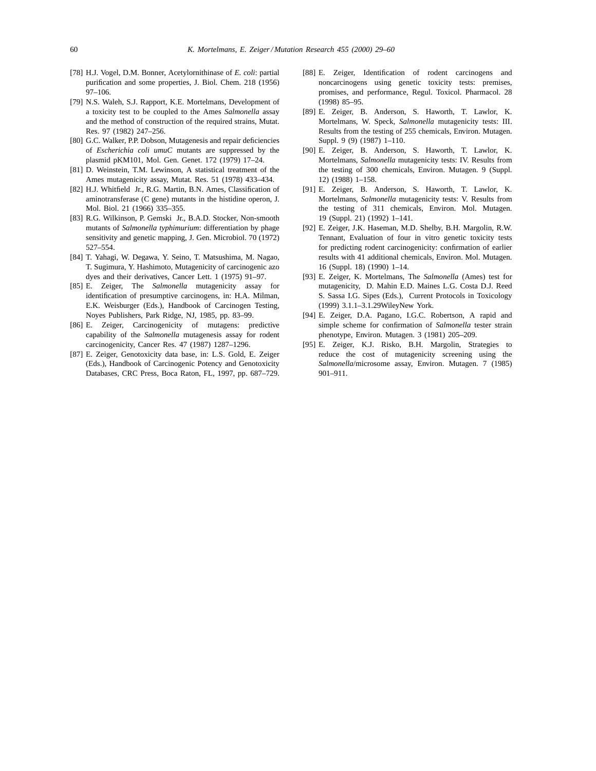[78] H.J. Vogel, D.M. Bonner, Acetylornithinase of *E. coli*: partial purification and some properties, J. Biol. Chem. 218 (1956) 97–106.

[79] N.S. Waleh, S.J. Rapport, K.E. Mortelmans, Development of a toxicity test to be coupled to the Ames *Salmonella* assay and the method of construction of the required strains, Mutat. Res. 97 (1982) 247–256.

[80] G.C. Walker, P.P. Dobson, Mutagenesis and repair deficiencies of *Escherichia coli umuC* mutants are suppressed by the plasmid pKM101, Mol. Gen. Genet. 172 (1979) 17–24.

[81] D. Weinstein, T.M. Lewinson, A statistical treatment of the Ames mutagenicity assay, Mutat. Res. 51 (1978) 433–434.

[82] H.J. Whitfield Jr., R.G. Martin, B.N. Ames, Classification of aminotransferase (C gene) mutants in the histidine operon, J. Mol. Biol. 21 (1966) 335–355.

[83] R.G. Wilkinson, P. Gemski Jr., B.A.D. Stocker, Non-smooth mutants of *Salmonella typhimurium*: differentiation by phage sensitivity and genetic mapping, J. Gen. Microbiol. 70 (1972) 527–554.

[84] T. Yahagi, W. Degawa, Y. Seino, T. Matsushima, M. Nagao, T. Sugimura, Y. Hashimoto, Mutagenicity of carcinogenic azo dyes and their derivatives, Cancer Lett. 1 (1975) 91–97.

[85] E. Zeiger, The *Salmonella* mutagenicity assay for identification of presumptive carcinogens, in: H.A. Milman, E.K. Weisburger (Eds.), Handbook of Carcinogen Testing, Noyes Publishers, Park Ridge, NJ, 1985, pp. 83–99.

[86] E. Zeiger, Carcinogenicity of mutagens: predictive capability of the *Salmonella* mutagenesis assay for rodent carcinogenicity, Cancer Res. 47 (1987) 1287–1296.

[87] E. Zeiger, Genotoxicity data base, in: L.S. Gold, E. Zeiger (Eds.), Handbook of Carcinogenic Potency and Genotoxicity Databases, CRC Press, Boca Raton, FL, 1997, pp. 687–729.

[88] E. Zeiger, Identification of rodent carcinogens and noncarcinogens using genetic toxicity tests: premises, promises, and performance, Regul. Toxicol. Pharmacol. 28 (1998) 85–95.

[89] E. Zeiger, B. Anderson, S. Haworth, T. Lawlor, K. Mortelmans, W. Speck, *Salmonella* mutagenicity tests: III. Results from the testing of 255 chemicals, Environ. Mutagen. Suppl. 9 (9) (1987) 1–110.

[90] E. Zeiger, B. Anderson, S. Haworth, T. Lawlor, K. Mortelmans, *Salmonella* mutagenicity tests: IV. Results from the testing of 300 chemicals, Environ. Mutagen. 9 (Suppl. 12) (1988) 1–158.

[91] E. Zeiger, B. Anderson, S. Haworth, T. Lawlor, K. Mortelmans, *Salmonella* mutagenicity tests: V. Results from the testing of 311 chemicals, Environ. Mol. Mutagen. 19 (Suppl. 21) (1992) 1–141.

[92] E. Zeiger, J.K. Haseman, M.D. Shelby, B.H. Margolin, R.W. Tennant, Evaluation of four in vitro genetic toxicity tests for predicting rodent carcinogenicity: confirmation of earlier results with 41 additional chemicals, Environ. Mol. Mutagen. 16 (Suppl. 18) (1990) 1–14.

[93] E. Zeiger, K. Mortelmans, The *Salmonella* (Ames) test for mutagenicity, D. Mahin E.D. Maines L.G. Costa D.J. Reed S. Sassa I.G. Sipes (Eds.), Current Protocols in Toxicology (1999) 3.1.1–3.1.29WileyNew York.

[94] E. Zeiger, D.A. Pagano, I.G.C. Robertson, A rapid and simple scheme for confirmation of *Salmonella* tester strain phenotype, Environ. Mutagen. 3 (1981) 205–209.

[95] E. Zeiger, K.J. Risko, B.H. Margolin, Strategies to reduce the cost of mutagenicity screening using the *Salmonella*/microsome assay, Environ. Mutagen. 7 (1985) 901–911.